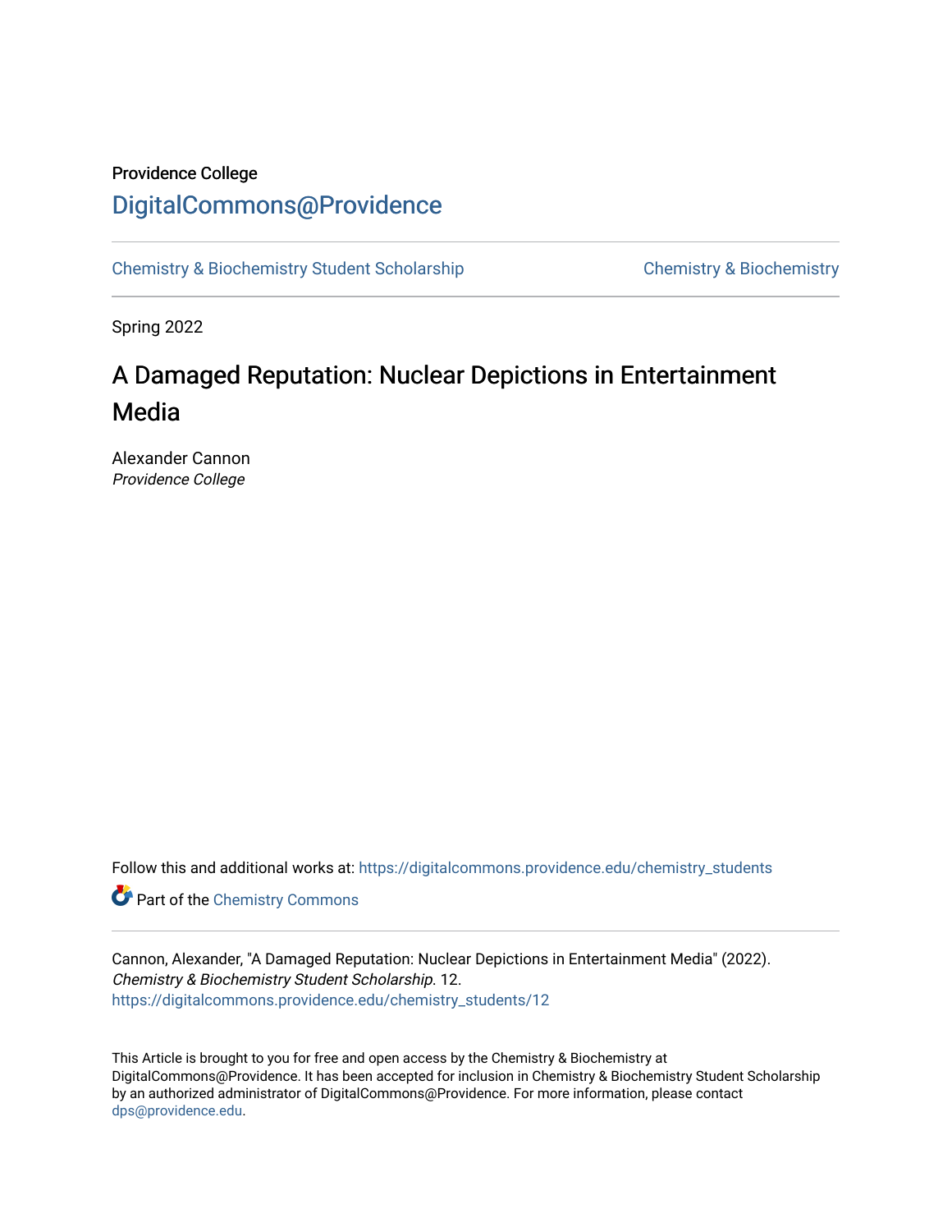Providence College

# DigitalCommons@Providence

Chemistry & Biochemistry Student Scholarship | Chemistry & Biochemistry

Spring 2022

## A Damaged Reputation: Nuclear Depictions in Entertainment Media

Alexander Cannon
*Providence College*

Follow this and additional works at: https://digitalcommons.providence.edu/chemistry_students

Part of the Chemistry Commons

Cannon, Alexander, "A Damaged Reputation: Nuclear Depictions in Entertainment Media" (2022). *Chemistry & Biochemistry Student Scholarship*. 12.
https://digitalcommons.providence.edu/chemistry_students/12

This Article is brought to you for free and open access by the Chemistry & Biochemistry at DigitalCommons@Providence. It has been accepted for inclusion in Chemistry & Biochemistry Student Scholarship by an authorized administrator of DigitalCommons@Providence. For more information, please contact dps@providence.edu.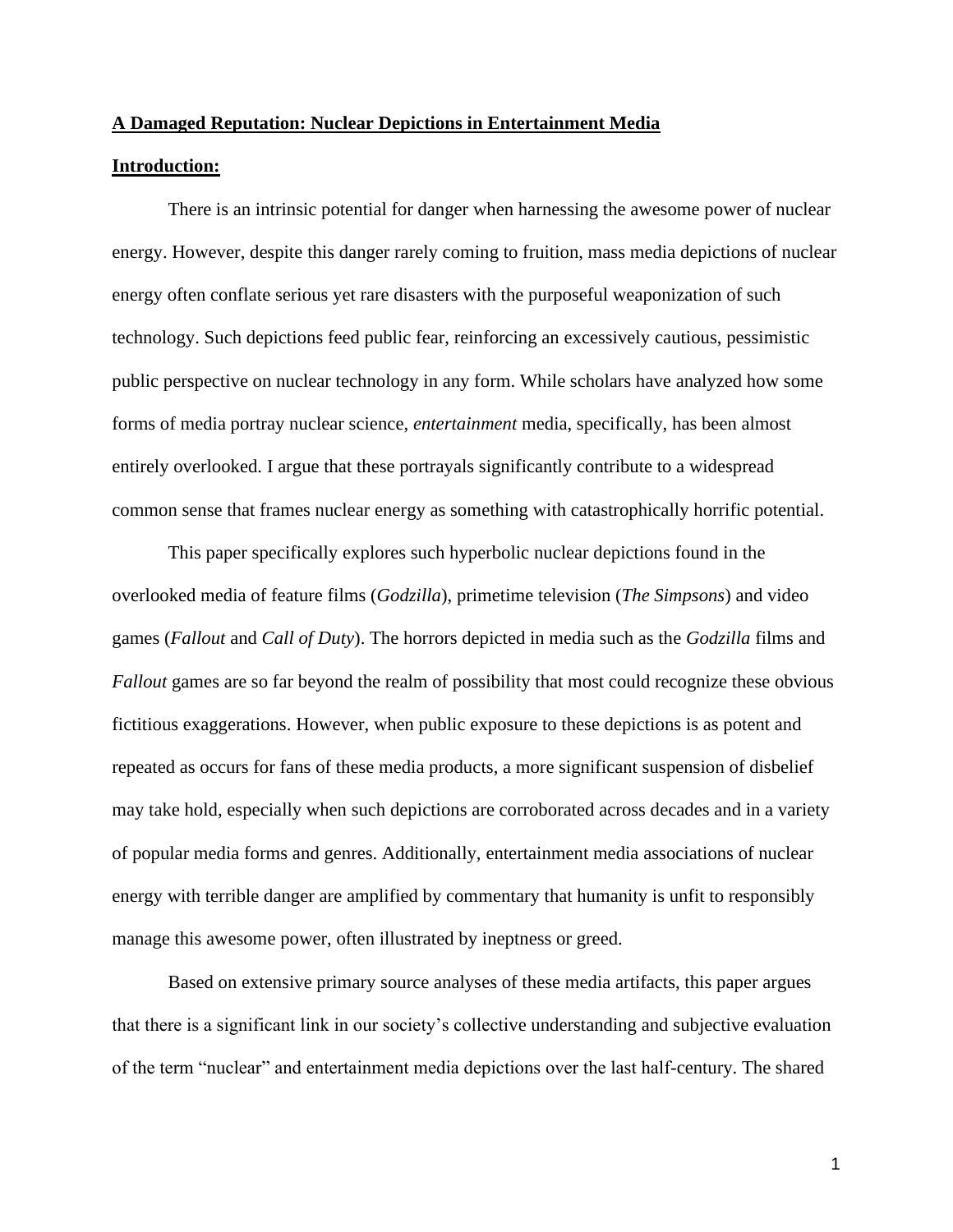**A Damaged Reputation: Nuclear Depictions in Entertainment Media**

**Introduction:**

There is an intrinsic potential for danger when harnessing the awesome power of nuclear energy. However, despite this danger rarely coming to fruition, mass media depictions of nuclear energy often conflate serious yet rare disasters with the purposeful weaponization of such technology. Such depictions feed public fear, reinforcing an excessively cautious, pessimistic public perspective on nuclear technology in any form. While scholars have analyzed how some forms of media portray nuclear science, *entertainment* media, specifically, has been almost entirely overlooked. I argue that these portrayals significantly contribute to a widespread common sense that frames nuclear energy as something with catastrophically horrific potential.

This paper specifically explores such hyperbolic nuclear depictions found in the overlooked media of feature films (*Godzilla*), primetime television (*The Simpsons*) and video games (*Fallout* and *Call of Duty*). The horrors depicted in media such as the *Godzilla* films and *Fallout* games are so far beyond the realm of possibility that most could recognize these obvious fictitious exaggerations. However, when public exposure to these depictions is as potent and repeated as occurs for fans of these media products, a more significant suspension of disbelief may take hold, especially when such depictions are corroborated across decades and in a variety of popular media forms and genres. Additionally, entertainment media associations of nuclear energy with terrible danger are amplified by commentary that humanity is unfit to responsibly manage this awesome power, often illustrated by ineptness or greed.

Based on extensive primary source analyses of these media artifacts, this paper argues that there is a significant link in our society's collective understanding and subjective evaluation of the term "nuclear" and entertainment media depictions over the last half-century. The shared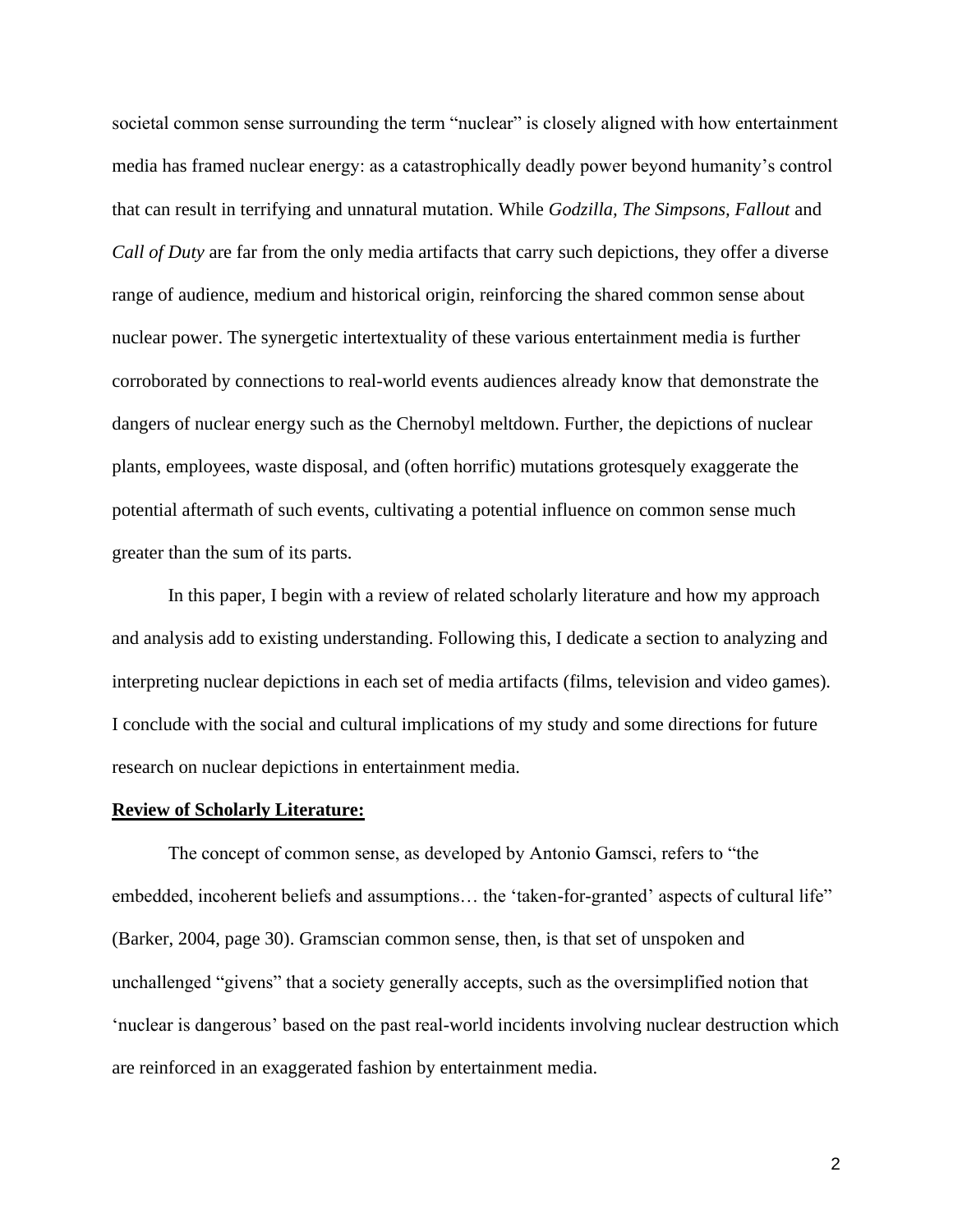societal common sense surrounding the term "nuclear" is closely aligned with how entertainment media has framed nuclear energy: as a catastrophically deadly power beyond humanity's control that can result in terrifying and unnatural mutation. While *Godzilla, The Simpsons, Fallout* and *Call of Duty* are far from the only media artifacts that carry such depictions, they offer a diverse range of audience, medium and historical origin, reinforcing the shared common sense about nuclear power. The synergetic intertextuality of these various entertainment media is further corroborated by connections to real-world events audiences already know that demonstrate the dangers of nuclear energy such as the Chernobyl meltdown. Further, the depictions of nuclear plants, employees, waste disposal, and (often horrific) mutations grotesquely exaggerate the potential aftermath of such events, cultivating a potential influence on common sense much greater than the sum of its parts.

In this paper, I begin with a review of related scholarly literature and how my approach and analysis add to existing understanding. Following this, I dedicate a section to analyzing and interpreting nuclear depictions in each set of media artifacts (films, television and video games). I conclude with the social and cultural implications of my study and some directions for future research on nuclear depictions in entertainment media.

## **Review of Scholarly Literature:**

The concept of common sense, as developed by Antonio Gamsci, refers to "the embedded, incoherent beliefs and assumptions… the 'taken-for-granted' aspects of cultural life" (Barker, 2004, page 30). Gramscian common sense, then, is that set of unspoken and unchallenged "givens" that a society generally accepts, such as the oversimplified notion that 'nuclear is dangerous' based on the past real-world incidents involving nuclear destruction which are reinforced in an exaggerated fashion by entertainment media.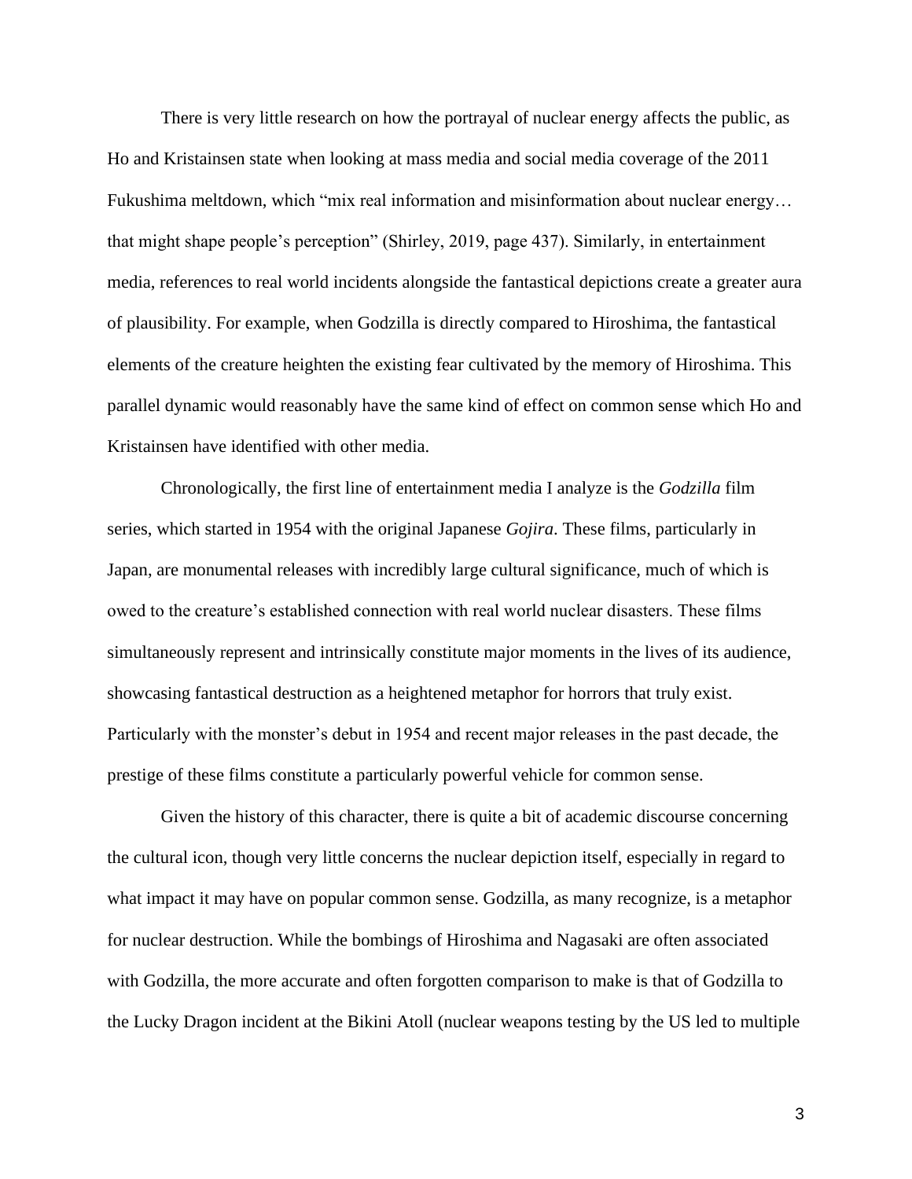There is very little research on how the portrayal of nuclear energy affects the public, as Ho and Kristainsen state when looking at mass media and social media coverage of the 2011 Fukushima meltdown, which "mix real information and misinformation about nuclear energy… that might shape people's perception" (Shirley, 2019, page 437). Similarly, in entertainment media, references to real world incidents alongside the fantastical depictions create a greater aura of plausibility. For example, when Godzilla is directly compared to Hiroshima, the fantastical elements of the creature heighten the existing fear cultivated by the memory of Hiroshima. This parallel dynamic would reasonably have the same kind of effect on common sense which Ho and Kristainsen have identified with other media.

Chronologically, the first line of entertainment media I analyze is the *Godzilla* film series, which started in 1954 with the original Japanese *Gojira*. These films, particularly in Japan, are monumental releases with incredibly large cultural significance, much of which is owed to the creature's established connection with real world nuclear disasters. These films simultaneously represent and intrinsically constitute major moments in the lives of its audience, showcasing fantastical destruction as a heightened metaphor for horrors that truly exist. Particularly with the monster's debut in 1954 and recent major releases in the past decade, the prestige of these films constitute a particularly powerful vehicle for common sense.

Given the history of this character, there is quite a bit of academic discourse concerning the cultural icon, though very little concerns the nuclear depiction itself, especially in regard to what impact it may have on popular common sense. Godzilla, as many recognize, is a metaphor for nuclear destruction. While the bombings of Hiroshima and Nagasaki are often associated with Godzilla, the more accurate and often forgotten comparison to make is that of Godzilla to the Lucky Dragon incident at the Bikini Atoll (nuclear weapons testing by the US led to multiple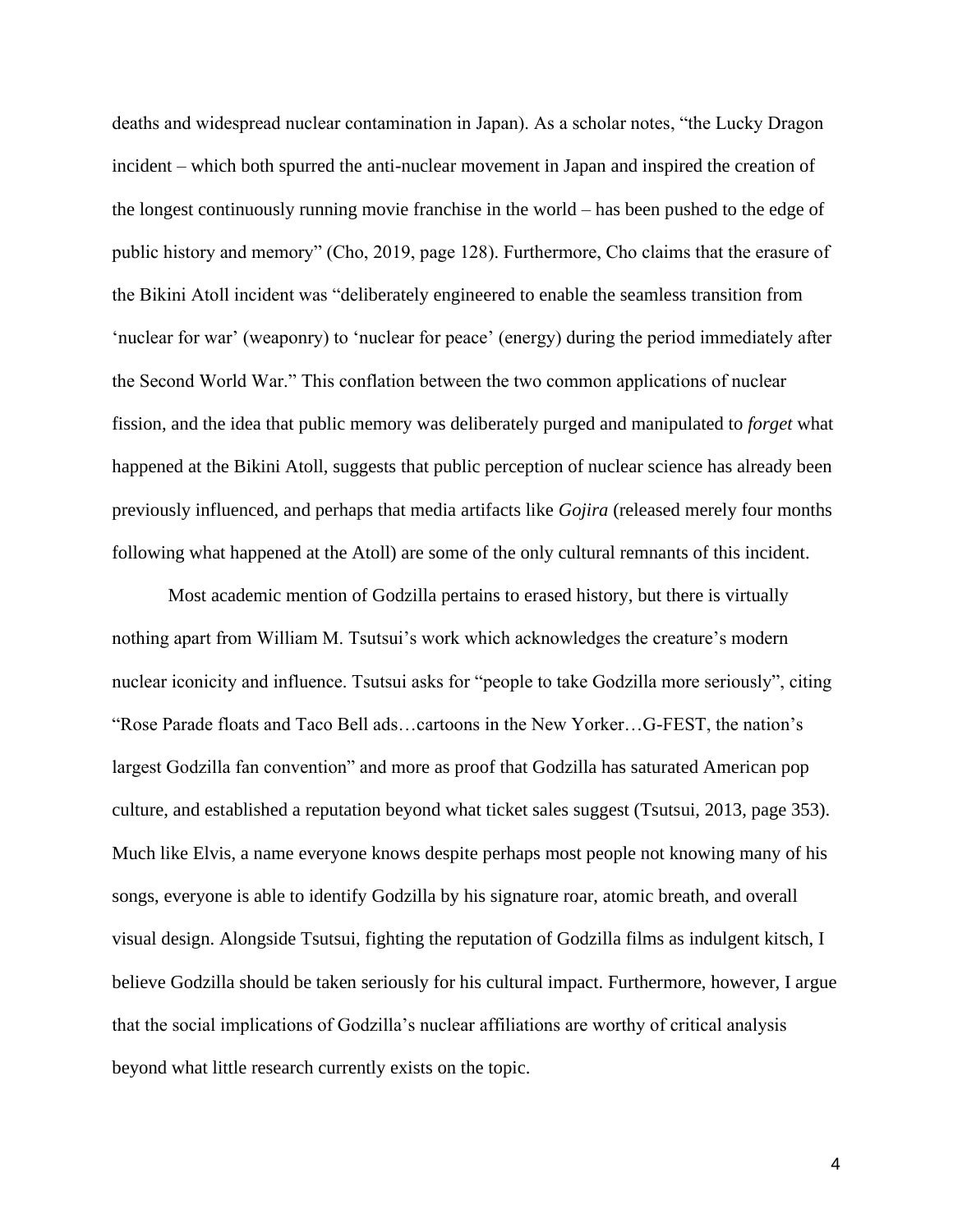deaths and widespread nuclear contamination in Japan). As a scholar notes, "the Lucky Dragon incident – which both spurred the anti-nuclear movement in Japan and inspired the creation of the longest continuously running movie franchise in the world – has been pushed to the edge of public history and memory" (Cho, 2019, page 128). Furthermore, Cho claims that the erasure of the Bikini Atoll incident was "deliberately engineered to enable the seamless transition from 'nuclear for war' (weaponry) to 'nuclear for peace' (energy) during the period immediately after the Second World War." This conflation between the two common applications of nuclear fission, and the idea that public memory was deliberately purged and manipulated to *forget* what happened at the Bikini Atoll, suggests that public perception of nuclear science has already been previously influenced, and perhaps that media artifacts like *Gojira* (released merely four months following what happened at the Atoll) are some of the only cultural remnants of this incident.

Most academic mention of Godzilla pertains to erased history, but there is virtually nothing apart from William M. Tsutsui's work which acknowledges the creature's modern nuclear iconicity and influence. Tsutsui asks for "people to take Godzilla more seriously", citing "Rose Parade floats and Taco Bell ads…cartoons in the New Yorker…G-FEST, the nation's largest Godzilla fan convention" and more as proof that Godzilla has saturated American pop culture, and established a reputation beyond what ticket sales suggest (Tsutsui, 2013, page 353). Much like Elvis, a name everyone knows despite perhaps most people not knowing many of his songs, everyone is able to identify Godzilla by his signature roar, atomic breath, and overall visual design. Alongside Tsutsui, fighting the reputation of Godzilla films as indulgent kitsch, I believe Godzilla should be taken seriously for his cultural impact. Furthermore, however, I argue that the social implications of Godzilla's nuclear affiliations are worthy of critical analysis beyond what little research currently exists on the topic.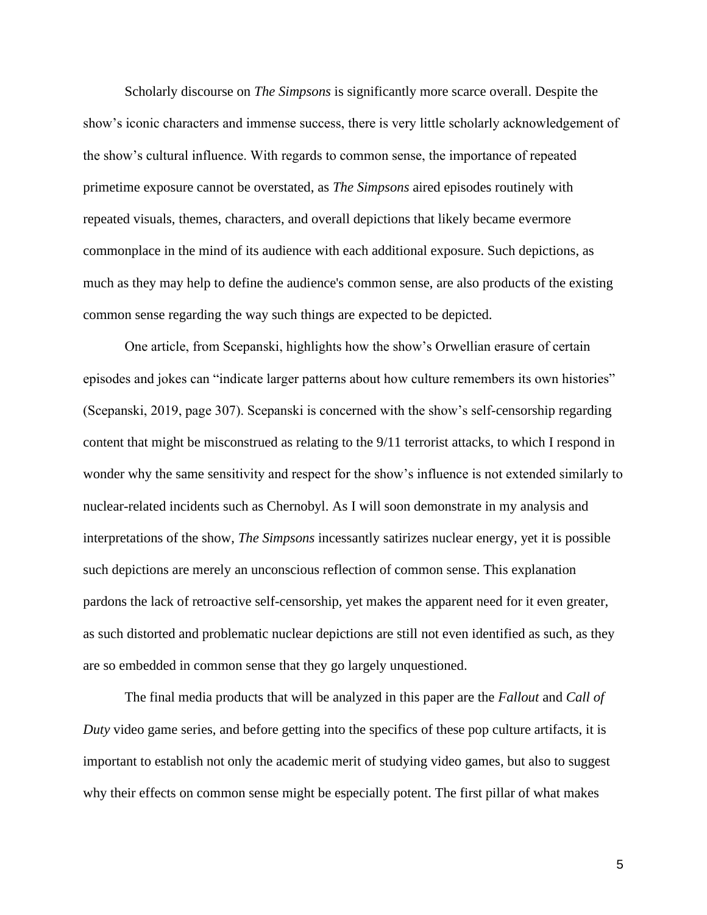Scholarly discourse on *The Simpsons* is significantly more scarce overall. Despite the show's iconic characters and immense success, there is very little scholarly acknowledgement of the show's cultural influence. With regards to common sense, the importance of repeated primetime exposure cannot be overstated, as *The Simpsons* aired episodes routinely with repeated visuals, themes, characters, and overall depictions that likely became evermore commonplace in the mind of its audience with each additional exposure. Such depictions, as much as they may help to define the audience's common sense, are also products of the existing common sense regarding the way such things are expected to be depicted.

One article, from Scepanski, highlights how the show's Orwellian erasure of certain episodes and jokes can "indicate larger patterns about how culture remembers its own histories" (Scepanski, 2019, page 307). Scepanski is concerned with the show's self-censorship regarding content that might be misconstrued as relating to the 9/11 terrorist attacks, to which I respond in wonder why the same sensitivity and respect for the show's influence is not extended similarly to nuclear-related incidents such as Chernobyl. As I will soon demonstrate in my analysis and interpretations of the show, *The Simpsons* incessantly satirizes nuclear energy, yet it is possible such depictions are merely an unconscious reflection of common sense. This explanation pardons the lack of retroactive self-censorship, yet makes the apparent need for it even greater, as such distorted and problematic nuclear depictions are still not even identified as such, as they are so embedded in common sense that they go largely unquestioned.

The final media products that will be analyzed in this paper are the *Fallout* and *Call of Duty* video game series, and before getting into the specifics of these pop culture artifacts, it is important to establish not only the academic merit of studying video games, but also to suggest why their effects on common sense might be especially potent. The first pillar of what makes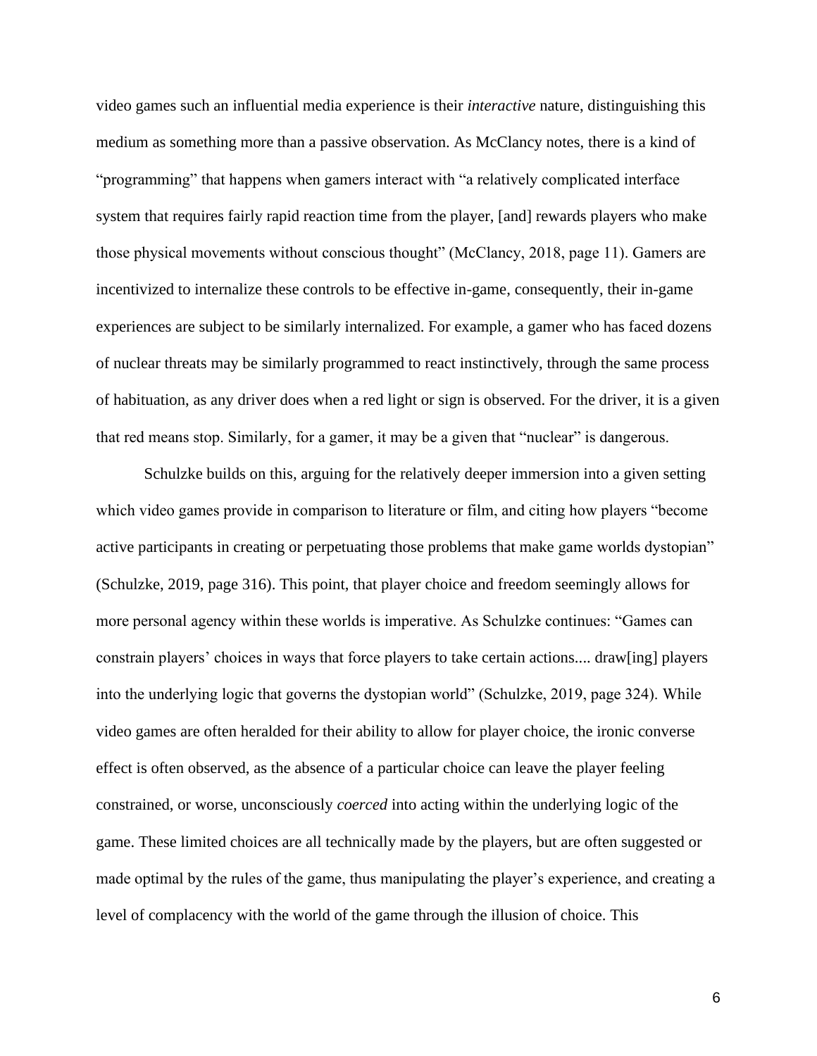video games such an influential media experience is their *interactive* nature, distinguishing this medium as something more than a passive observation. As McClancy notes, there is a kind of "programming" that happens when gamers interact with "a relatively complicated interface system that requires fairly rapid reaction time from the player, [and] rewards players who make those physical movements without conscious thought" (McClancy, 2018, page 11). Gamers are incentivized to internalize these controls to be effective in-game, consequently, their in-game experiences are subject to be similarly internalized. For example, a gamer who has faced dozens of nuclear threats may be similarly programmed to react instinctively, through the same process of habituation, as any driver does when a red light or sign is observed. For the driver, it is a given that red means stop. Similarly, for a gamer, it may be a given that "nuclear" is dangerous.

Schulzke builds on this, arguing for the relatively deeper immersion into a given setting which video games provide in comparison to literature or film, and citing how players "become active participants in creating or perpetuating those problems that make game worlds dystopian" (Schulzke, 2019, page 316). This point, that player choice and freedom seemingly allows for more personal agency within these worlds is imperative. As Schulzke continues: "Games can constrain players' choices in ways that force players to take certain actions.... draw[ing] players into the underlying logic that governs the dystopian world" (Schulzke, 2019, page 324). While video games are often heralded for their ability to allow for player choice, the ironic converse effect is often observed, as the absence of a particular choice can leave the player feeling constrained, or worse, unconsciously *coerced* into acting within the underlying logic of the game. These limited choices are all technically made by the players, but are often suggested or made optimal by the rules of the game, thus manipulating the player's experience, and creating a level of complacency with the world of the game through the illusion of choice. This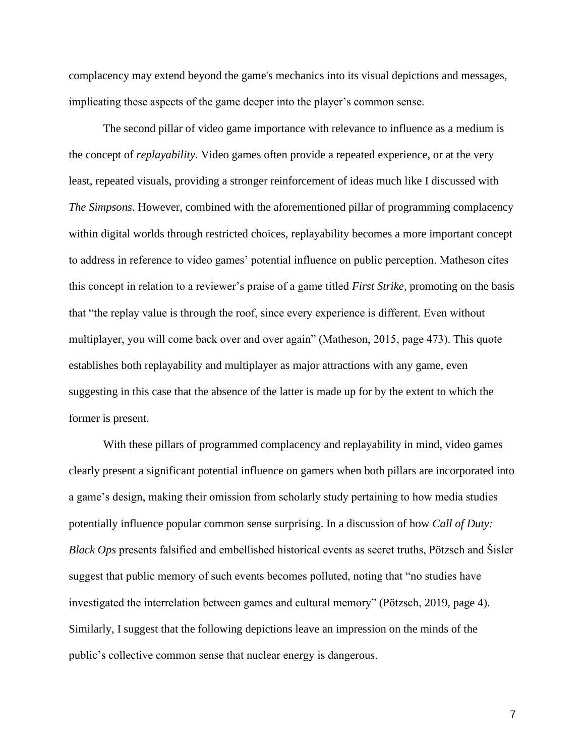complacency may extend beyond the game's mechanics into its visual depictions and messages, implicating these aspects of the game deeper into the player's common sense.

The second pillar of video game importance with relevance to influence as a medium is the concept of *replayability*. Video games often provide a repeated experience, or at the very least, repeated visuals, providing a stronger reinforcement of ideas much like I discussed with *The Simpsons*. However, combined with the aforementioned pillar of programming complacency within digital worlds through restricted choices, replayability becomes a more important concept to address in reference to video games' potential influence on public perception. Matheson cites this concept in relation to a reviewer's praise of a game titled *First Strike*, promoting on the basis that "the replay value is through the roof, since every experience is different. Even without multiplayer, you will come back over and over again" (Matheson, 2015, page 473). This quote establishes both replayability and multiplayer as major attractions with any game, even suggesting in this case that the absence of the latter is made up for by the extent to which the former is present.

With these pillars of programmed complacency and replayability in mind, video games clearly present a significant potential influence on gamers when both pillars are incorporated into a game's design, making their omission from scholarly study pertaining to how media studies potentially influence popular common sense surprising. In a discussion of how *Call of Duty: Black Ops* presents falsified and embellished historical events as secret truths, Pötzsch and Šisler suggest that public memory of such events becomes polluted, noting that "no studies have investigated the interrelation between games and cultural memory" (Pötzsch, 2019, page 4). Similarly, I suggest that the following depictions leave an impression on the minds of the public's collective common sense that nuclear energy is dangerous.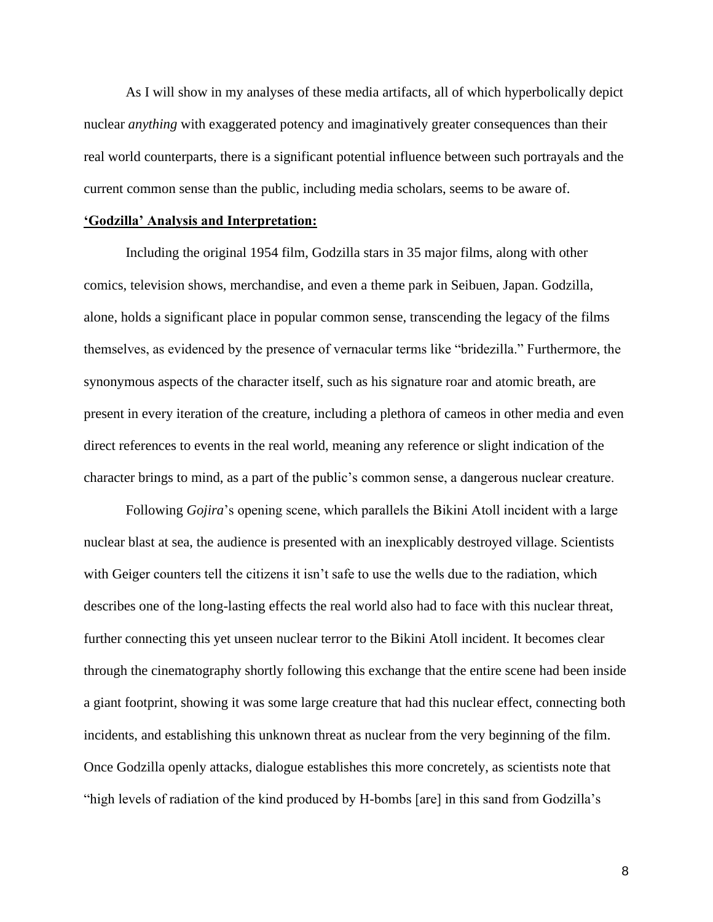As I will show in my analyses of these media artifacts, all of which hyperbolically depict nuclear *anything* with exaggerated potency and imaginatively greater consequences than their real world counterparts, there is a significant potential influence between such portrayals and the current common sense than the public, including media scholars, seems to be aware of.

**<u>'Godzilla' Analysis and Interpretation:</u>**

Including the original 1954 film, Godzilla stars in 35 major films, along with other comics, television shows, merchandise, and even a theme park in Seibuen, Japan. Godzilla, alone, holds a significant place in popular common sense, transcending the legacy of the films themselves, as evidenced by the presence of vernacular terms like "bridezilla." Furthermore, the synonymous aspects of the character itself, such as his signature roar and atomic breath, are present in every iteration of the creature, including a plethora of cameos in other media and even direct references to events in the real world, meaning any reference or slight indication of the character brings to mind, as a part of the public's common sense, a dangerous nuclear creature.

Following *Gojira*'s opening scene, which parallels the Bikini Atoll incident with a large nuclear blast at sea, the audience is presented with an inexplicably destroyed village. Scientists with Geiger counters tell the citizens it isn't safe to use the wells due to the radiation, which describes one of the long-lasting effects the real world also had to face with this nuclear threat, further connecting this yet unseen nuclear terror to the Bikini Atoll incident. It becomes clear through the cinematography shortly following this exchange that the entire scene had been inside a giant footprint, showing it was some large creature that had this nuclear effect, connecting both incidents, and establishing this unknown threat as nuclear from the very beginning of the film. Once Godzilla openly attacks, dialogue establishes this more concretely, as scientists note that "high levels of radiation of the kind produced by H-bombs [are] in this sand from Godzilla's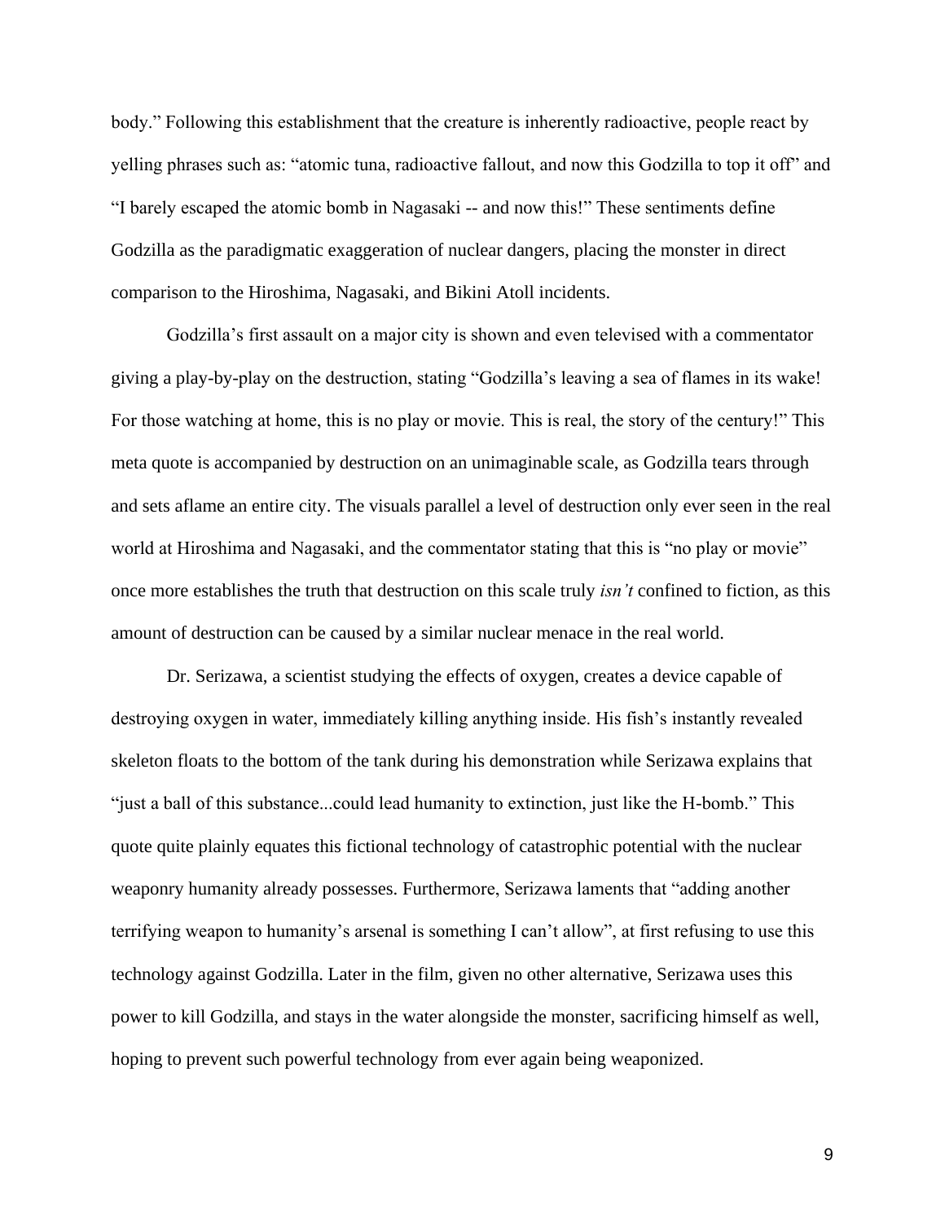body." Following this establishment that the creature is inherently radioactive, people react by yelling phrases such as: "atomic tuna, radioactive fallout, and now this Godzilla to top it off" and "I barely escaped the atomic bomb in Nagasaki -- and now this!" These sentiments define Godzilla as the paradigmatic exaggeration of nuclear dangers, placing the monster in direct comparison to the Hiroshima, Nagasaki, and Bikini Atoll incidents.

Godzilla's first assault on a major city is shown and even televised with a commentator giving a play-by-play on the destruction, stating "Godzilla's leaving a sea of flames in its wake! For those watching at home, this is no play or movie. This is real, the story of the century!" This meta quote is accompanied by destruction on an unimaginable scale, as Godzilla tears through and sets aflame an entire city. The visuals parallel a level of destruction only ever seen in the real world at Hiroshima and Nagasaki, and the commentator stating that this is "no play or movie" once more establishes the truth that destruction on this scale truly *isn't* confined to fiction, as this amount of destruction can be caused by a similar nuclear menace in the real world.

Dr. Serizawa, a scientist studying the effects of oxygen, creates a device capable of destroying oxygen in water, immediately killing anything inside. His fish's instantly revealed skeleton floats to the bottom of the tank during his demonstration while Serizawa explains that "just a ball of this substance...could lead humanity to extinction, just like the H-bomb." This quote quite plainly equates this fictional technology of catastrophic potential with the nuclear weaponry humanity already possesses. Furthermore, Serizawa laments that "adding another terrifying weapon to humanity's arsenal is something I can't allow", at first refusing to use this technology against Godzilla. Later in the film, given no other alternative, Serizawa uses this power to kill Godzilla, and stays in the water alongside the monster, sacrificing himself as well, hoping to prevent such powerful technology from ever again being weaponized.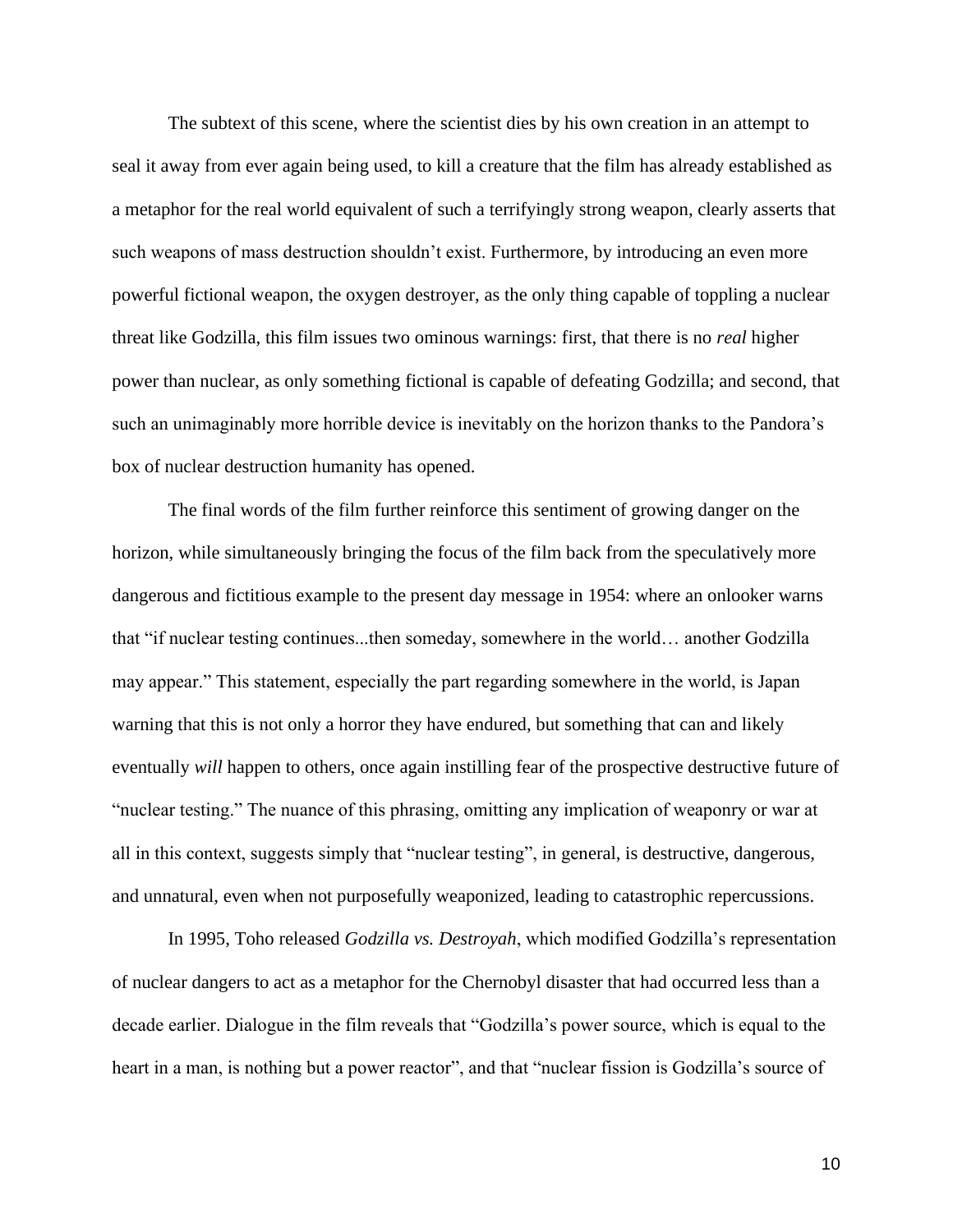The subtext of this scene, where the scientist dies by his own creation in an attempt to seal it away from ever again being used, to kill a creature that the film has already established as a metaphor for the real world equivalent of such a terrifyingly strong weapon, clearly asserts that such weapons of mass destruction shouldn't exist. Furthermore, by introducing an even more powerful fictional weapon, the oxygen destroyer, as the only thing capable of toppling a nuclear threat like Godzilla, this film issues two ominous warnings: first, that there is no *real* higher power than nuclear, as only something fictional is capable of defeating Godzilla; and second, that such an unimaginably more horrible device is inevitably on the horizon thanks to the Pandora's box of nuclear destruction humanity has opened.

The final words of the film further reinforce this sentiment of growing danger on the horizon, while simultaneously bringing the focus of the film back from the speculatively more dangerous and fictitious example to the present day message in 1954: where an onlooker warns that "if nuclear testing continues...then someday, somewhere in the world… another Godzilla may appear." This statement, especially the part regarding somewhere in the world, is Japan warning that this is not only a horror they have endured, but something that can and likely eventually *will* happen to others, once again instilling fear of the prospective destructive future of "nuclear testing." The nuance of this phrasing, omitting any implication of weaponry or war at all in this context, suggests simply that "nuclear testing", in general, is destructive, dangerous, and unnatural, even when not purposefully weaponized, leading to catastrophic repercussions.

In 1995, Toho released *Godzilla vs. Destroyah*, which modified Godzilla's representation of nuclear dangers to act as a metaphor for the Chernobyl disaster that had occurred less than a decade earlier. Dialogue in the film reveals that "Godzilla's power source, which is equal to the heart in a man, is nothing but a power reactor", and that "nuclear fission is Godzilla's source of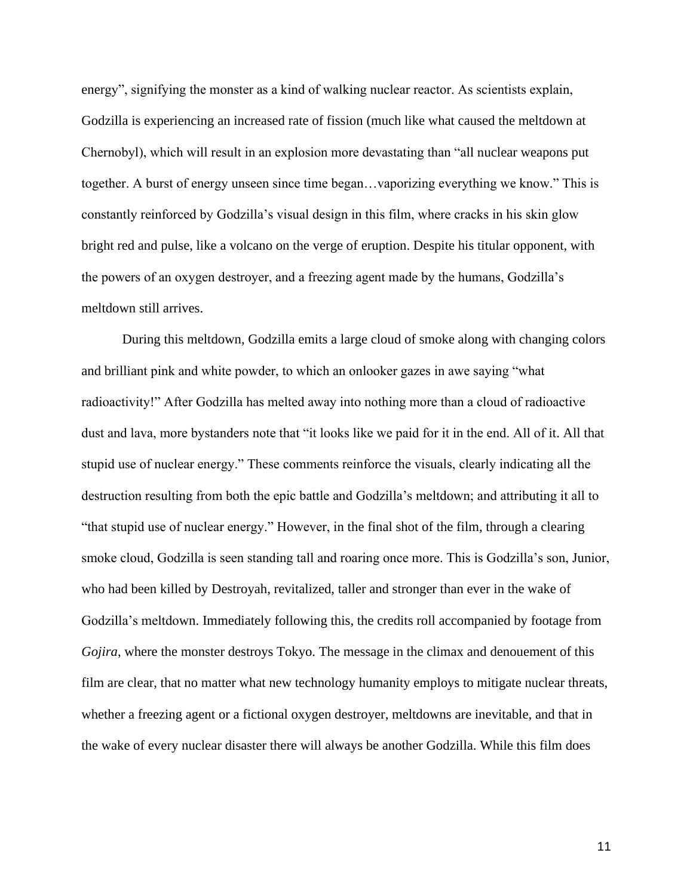energy", signifying the monster as a kind of walking nuclear reactor. As scientists explain, Godzilla is experiencing an increased rate of fission (much like what caused the meltdown at Chernobyl), which will result in an explosion more devastating than "all nuclear weapons put together. A burst of energy unseen since time began…vaporizing everything we know." This is constantly reinforced by Godzilla's visual design in this film, where cracks in his skin glow bright red and pulse, like a volcano on the verge of eruption. Despite his titular opponent, with the powers of an oxygen destroyer, and a freezing agent made by the humans, Godzilla's meltdown still arrives.

During this meltdown, Godzilla emits a large cloud of smoke along with changing colors and brilliant pink and white powder, to which an onlooker gazes in awe saying "what radioactivity!" After Godzilla has melted away into nothing more than a cloud of radioactive dust and lava, more bystanders note that "it looks like we paid for it in the end. All of it. All that stupid use of nuclear energy." These comments reinforce the visuals, clearly indicating all the destruction resulting from both the epic battle and Godzilla's meltdown; and attributing it all to "that stupid use of nuclear energy." However, in the final shot of the film, through a clearing smoke cloud, Godzilla is seen standing tall and roaring once more. This is Godzilla's son, Junior, who had been killed by Destroyah, revitalized, taller and stronger than ever in the wake of Godzilla's meltdown. Immediately following this, the credits roll accompanied by footage from *Gojira*, where the monster destroys Tokyo. The message in the climax and denouement of this film are clear, that no matter what new technology humanity employs to mitigate nuclear threats, whether a freezing agent or a fictional oxygen destroyer, meltdowns are inevitable, and that in the wake of every nuclear disaster there will always be another Godzilla. While this film does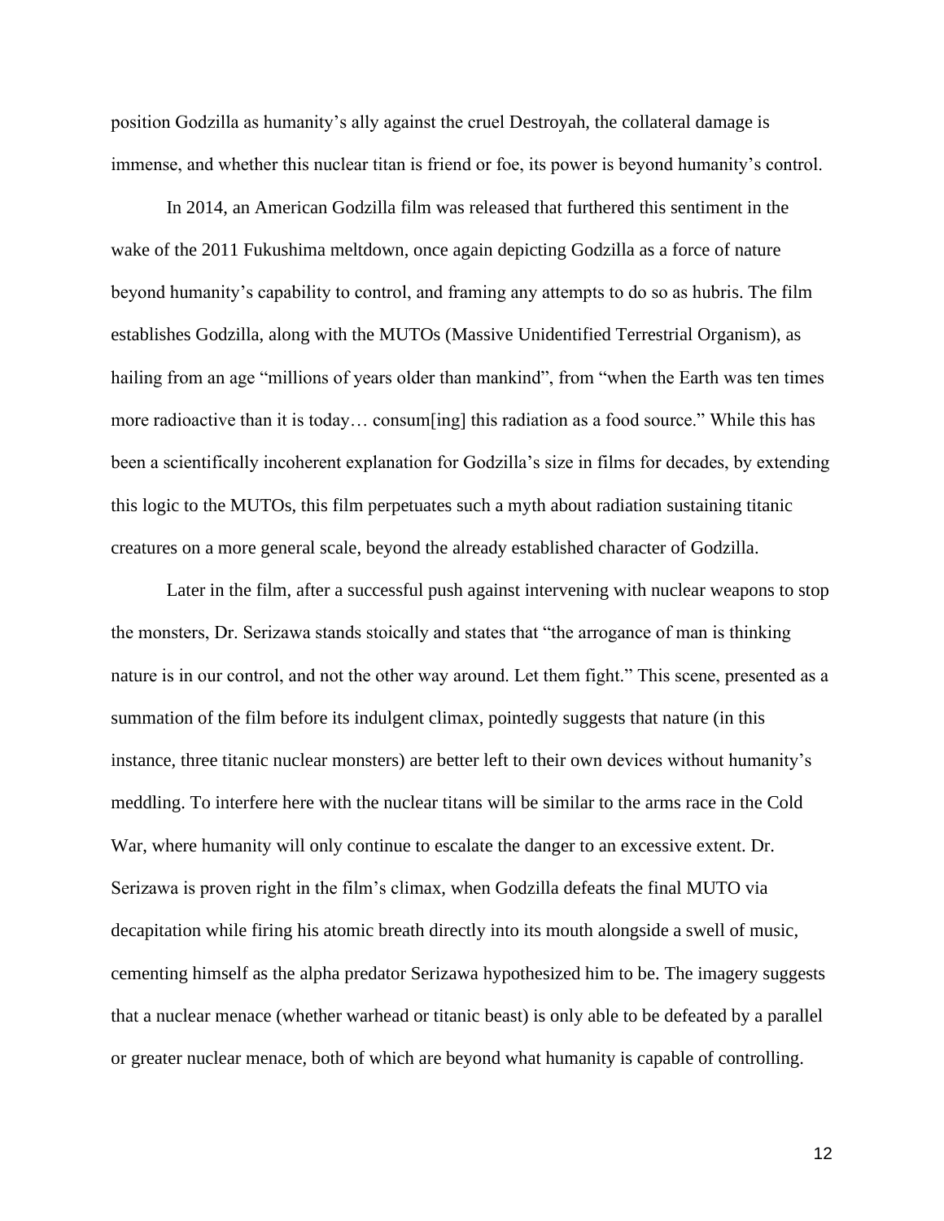position Godzilla as humanity's ally against the cruel Destroyah, the collateral damage is immense, and whether this nuclear titan is friend or foe, its power is beyond humanity's control.

In 2014, an American Godzilla film was released that furthered this sentiment in the wake of the 2011 Fukushima meltdown, once again depicting Godzilla as a force of nature beyond humanity's capability to control, and framing any attempts to do so as hubris. The film establishes Godzilla, along with the MUTOs (Massive Unidentified Terrestrial Organism), as hailing from an age "millions of years older than mankind", from "when the Earth was ten times more radioactive than it is today… consum[ing] this radiation as a food source." While this has been a scientifically incoherent explanation for Godzilla's size in films for decades, by extending this logic to the MUTOs, this film perpetuates such a myth about radiation sustaining titanic creatures on a more general scale, beyond the already established character of Godzilla.

Later in the film, after a successful push against intervening with nuclear weapons to stop the monsters, Dr. Serizawa stands stoically and states that "the arrogance of man is thinking nature is in our control, and not the other way around. Let them fight." This scene, presented as a summation of the film before its indulgent climax, pointedly suggests that nature (in this instance, three titanic nuclear monsters) are better left to their own devices without humanity's meddling. To interfere here with the nuclear titans will be similar to the arms race in the Cold War, where humanity will only continue to escalate the danger to an excessive extent. Dr. Serizawa is proven right in the film's climax, when Godzilla defeats the final MUTO via decapitation while firing his atomic breath directly into its mouth alongside a swell of music, cementing himself as the alpha predator Serizawa hypothesized him to be. The imagery suggests that a nuclear menace (whether warhead or titanic beast) is only able to be defeated by a parallel or greater nuclear menace, both of which are beyond what humanity is capable of controlling.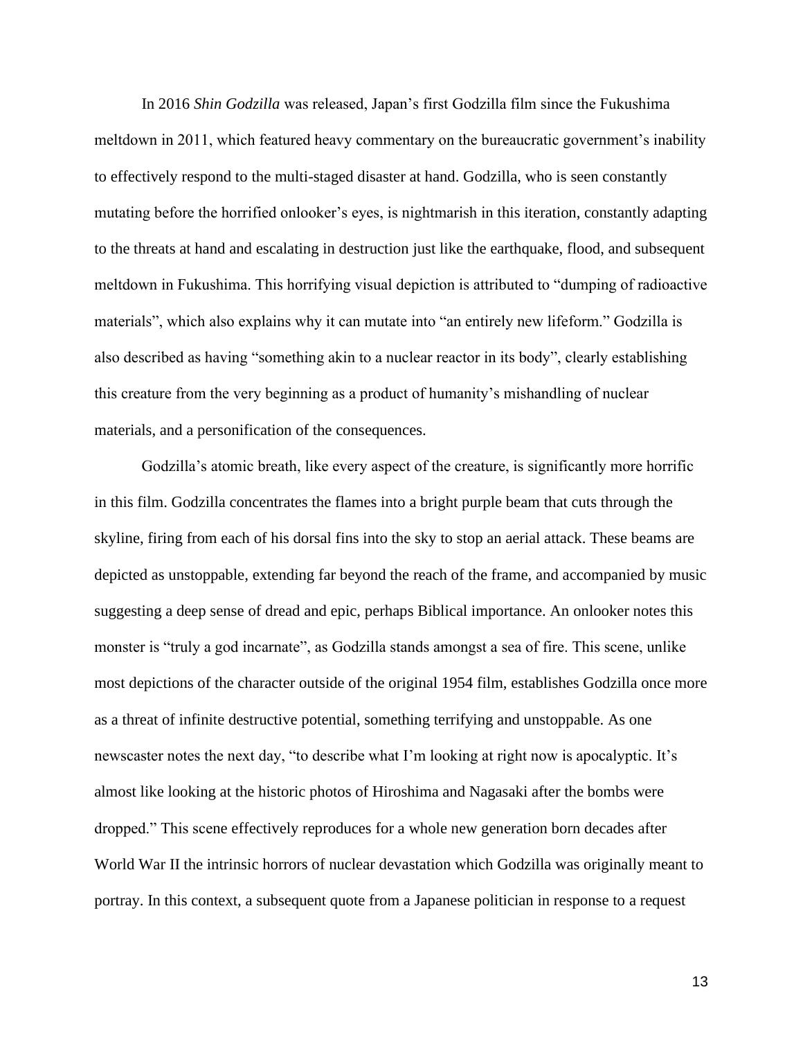In 2016 *Shin Godzilla* was released, Japan's first Godzilla film since the Fukushima meltdown in 2011, which featured heavy commentary on the bureaucratic government's inability to effectively respond to the multi-staged disaster at hand. Godzilla, who is seen constantly mutating before the horrified onlooker's eyes, is nightmarish in this iteration, constantly adapting to the threats at hand and escalating in destruction just like the earthquake, flood, and subsequent meltdown in Fukushima. This horrifying visual depiction is attributed to "dumping of radioactive materials", which also explains why it can mutate into "an entirely new lifeform." Godzilla is also described as having "something akin to a nuclear reactor in its body", clearly establishing this creature from the very beginning as a product of humanity's mishandling of nuclear materials, and a personification of the consequences.

Godzilla's atomic breath, like every aspect of the creature, is significantly more horrific in this film. Godzilla concentrates the flames into a bright purple beam that cuts through the skyline, firing from each of his dorsal fins into the sky to stop an aerial attack. These beams are depicted as unstoppable, extending far beyond the reach of the frame, and accompanied by music suggesting a deep sense of dread and epic, perhaps Biblical importance. An onlooker notes this monster is "truly a god incarnate", as Godzilla stands amongst a sea of fire. This scene, unlike most depictions of the character outside of the original 1954 film, establishes Godzilla once more as a threat of infinite destructive potential, something terrifying and unstoppable. As one newscaster notes the next day, "to describe what I'm looking at right now is apocalyptic. It's almost like looking at the historic photos of Hiroshima and Nagasaki after the bombs were dropped." This scene effectively reproduces for a whole new generation born decades after World War II the intrinsic horrors of nuclear devastation which Godzilla was originally meant to portray. In this context, a subsequent quote from a Japanese politician in response to a request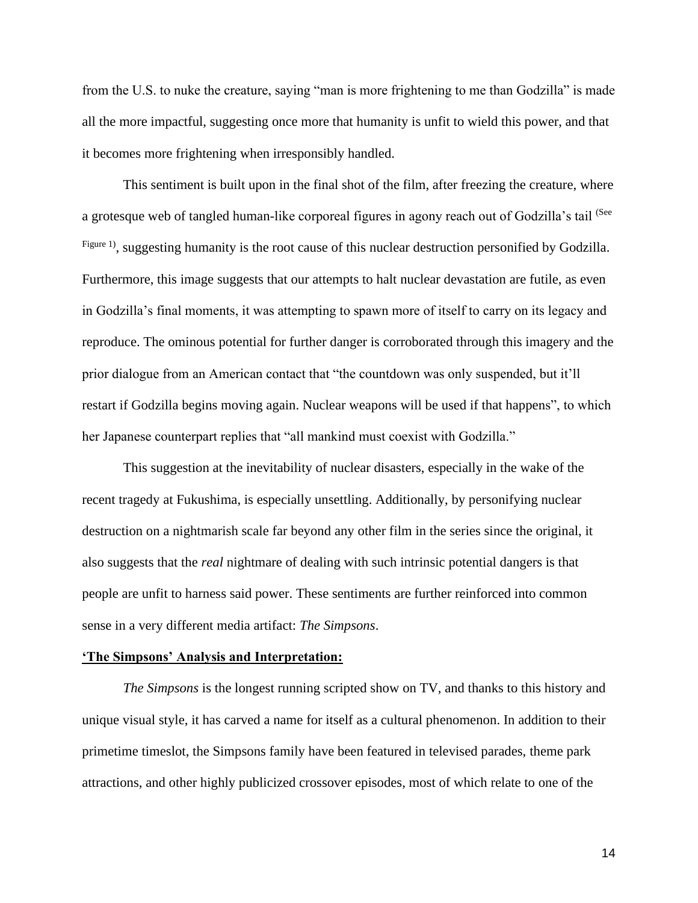from the U.S. to nuke the creature, saying "man is more frightening to me than Godzilla" is made all the more impactful, suggesting once more that humanity is unfit to wield this power, and that it becomes more frightening when irresponsibly handled.

This sentiment is built upon in the final shot of the film, after freezing the creature, where a grotesque web of tangled human-like corporeal figures in agony reach out of Godzilla's tail (See Figure 1), suggesting humanity is the root cause of this nuclear destruction personified by Godzilla. Furthermore, this image suggests that our attempts to halt nuclear devastation are futile, as even in Godzilla's final moments, it was attempting to spawn more of itself to carry on its legacy and reproduce. The ominous potential for further danger is corroborated through this imagery and the prior dialogue from an American contact that "the countdown was only suspended, but it'll restart if Godzilla begins moving again. Nuclear weapons will be used if that happens", to which her Japanese counterpart replies that "all mankind must coexist with Godzilla."

This suggestion at the inevitability of nuclear disasters, especially in the wake of the recent tragedy at Fukushima, is especially unsettling. Additionally, by personifying nuclear destruction on a nightmarish scale far beyond any other film in the series since the original, it also suggests that the *real* nightmare of dealing with such intrinsic potential dangers is that people are unfit to harness said power. These sentiments are further reinforced into common sense in a very different media artifact: *The Simpsons*.

**'The Simpsons' Analysis and Interpretation:**

*The Simpsons* is the longest running scripted show on TV, and thanks to this history and unique visual style, it has carved a name for itself as a cultural phenomenon. In addition to their primetime timeslot, the Simpsons family have been featured in televised parades, theme park attractions, and other highly publicized crossover episodes, most of which relate to one of the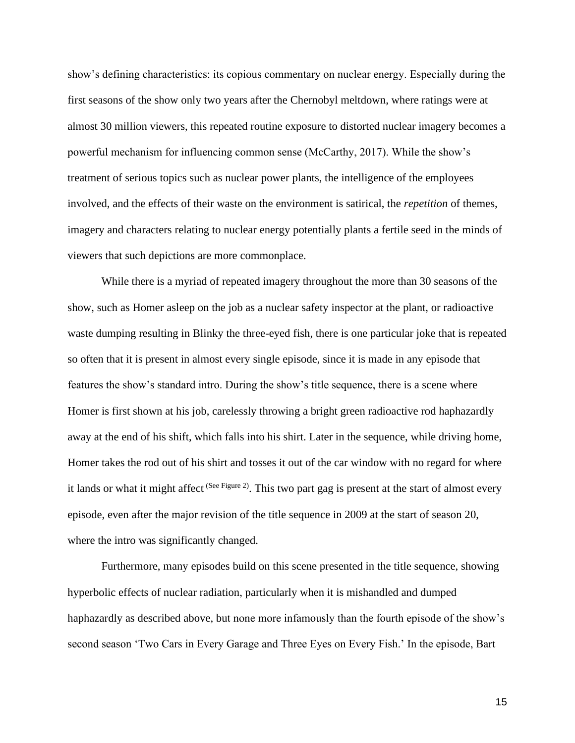show's defining characteristics: its copious commentary on nuclear energy. Especially during the first seasons of the show only two years after the Chernobyl meltdown, where ratings were at almost 30 million viewers, this repeated routine exposure to distorted nuclear imagery becomes a powerful mechanism for influencing common sense (McCarthy, 2017). While the show's treatment of serious topics such as nuclear power plants, the intelligence of the employees involved, and the effects of their waste on the environment is satirical, the *repetition* of themes, imagery and characters relating to nuclear energy potentially plants a fertile seed in the minds of viewers that such depictions are more commonplace.

While there is a myriad of repeated imagery throughout the more than 30 seasons of the show, such as Homer asleep on the job as a nuclear safety inspector at the plant, or radioactive waste dumping resulting in Blinky the three-eyed fish, there is one particular joke that is repeated so often that it is present in almost every single episode, since it is made in any episode that features the show's standard intro. During the show's title sequence, there is a scene where Homer is first shown at his job, carelessly throwing a bright green radioactive rod haphazardly away at the end of his shift, which falls into his shirt. Later in the sequence, while driving home, Homer takes the rod out of his shirt and tosses it out of the car window with no regard for where it lands or what it might affect (See Figure 2). This two part gag is present at the start of almost every episode, even after the major revision of the title sequence in 2009 at the start of season 20, where the intro was significantly changed.

Furthermore, many episodes build on this scene presented in the title sequence, showing hyperbolic effects of nuclear radiation, particularly when it is mishandled and dumped haphazardly as described above, but none more infamously than the fourth episode of the show's second season 'Two Cars in Every Garage and Three Eyes on Every Fish.' In the episode, Bart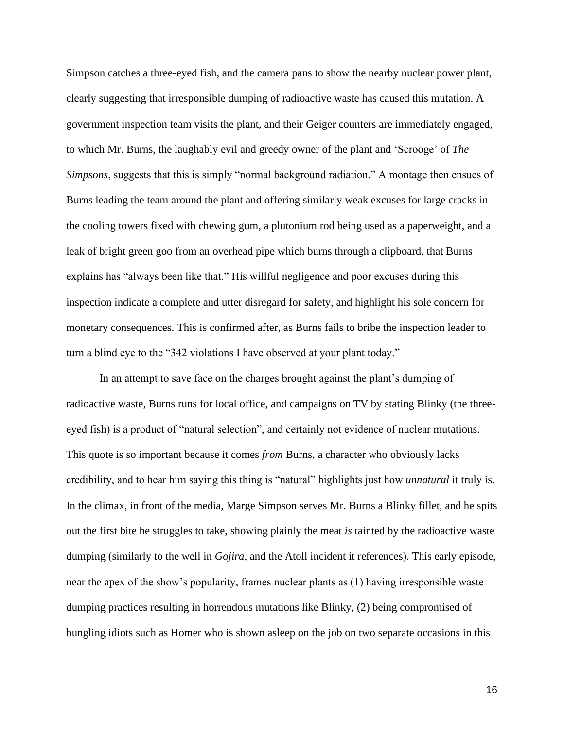Simpson catches a three-eyed fish, and the camera pans to show the nearby nuclear power plant, clearly suggesting that irresponsible dumping of radioactive waste has caused this mutation. A government inspection team visits the plant, and their Geiger counters are immediately engaged, to which Mr. Burns, the laughably evil and greedy owner of the plant and 'Scrooge' of *The Simpsons*, suggests that this is simply "normal background radiation." A montage then ensues of Burns leading the team around the plant and offering similarly weak excuses for large cracks in the cooling towers fixed with chewing gum, a plutonium rod being used as a paperweight, and a leak of bright green goo from an overhead pipe which burns through a clipboard, that Burns explains has "always been like that." His willful negligence and poor excuses during this inspection indicate a complete and utter disregard for safety, and highlight his sole concern for monetary consequences. This is confirmed after, as Burns fails to bribe the inspection leader to turn a blind eye to the "342 violations I have observed at your plant today."

In an attempt to save face on the charges brought against the plant's dumping of radioactive waste, Burns runs for local office, and campaigns on TV by stating Blinky (the three-eyed fish) is a product of "natural selection", and certainly not evidence of nuclear mutations. This quote is so important because it comes *from* Burns, a character who obviously lacks credibility, and to hear him saying this thing is "natural" highlights just how *unnatural* it truly is. In the climax, in front of the media, Marge Simpson serves Mr. Burns a Blinky fillet, and he spits out the first bite he struggles to take, showing plainly the meat *is* tainted by the radioactive waste dumping (similarly to the well in *Gojira*, and the Atoll incident it references). This early episode, near the apex of the show's popularity, frames nuclear plants as (1) having irresponsible waste dumping practices resulting in horrendous mutations like Blinky, (2) being compromised of bungling idiots such as Homer who is shown asleep on the job on two separate occasions in this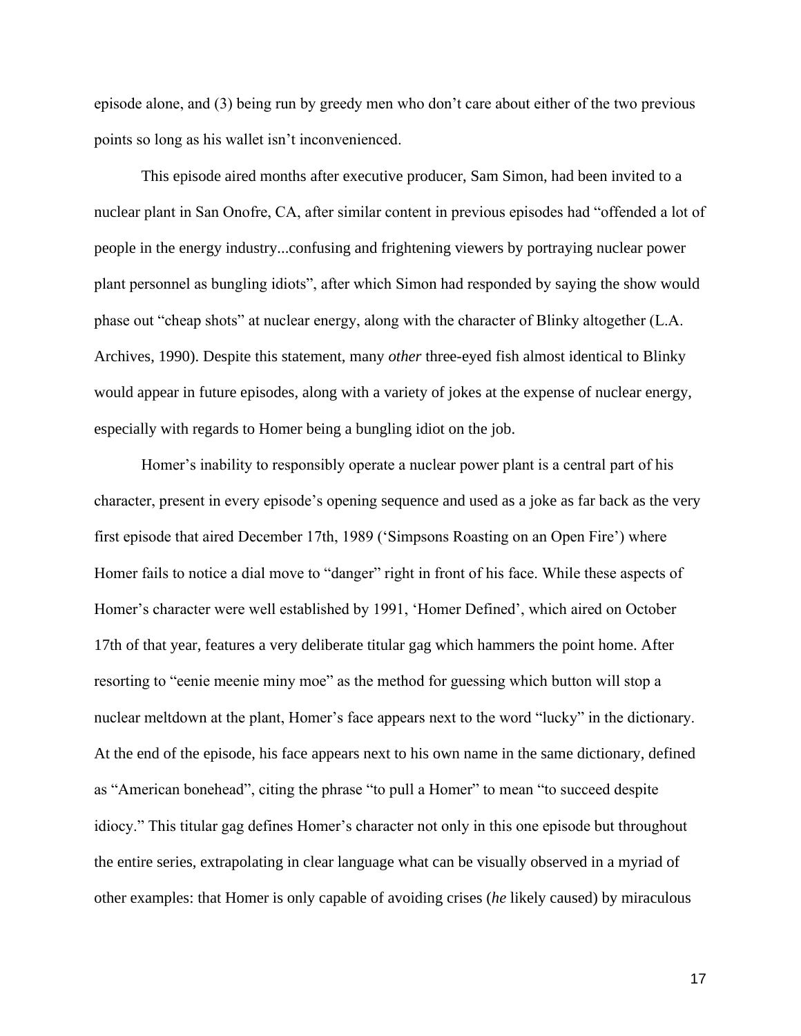episode alone, and (3) being run by greedy men who don't care about either of the two previous points so long as his wallet isn't inconvenienced.

This episode aired months after executive producer, Sam Simon, had been invited to a nuclear plant in San Onofre, CA, after similar content in previous episodes had "offended a lot of people in the energy industry...confusing and frightening viewers by portraying nuclear power plant personnel as bungling idiots", after which Simon had responded by saying the show would phase out "cheap shots" at nuclear energy, along with the character of Blinky altogether (L.A. Archives, 1990). Despite this statement, many *other* three-eyed fish almost identical to Blinky would appear in future episodes, along with a variety of jokes at the expense of nuclear energy, especially with regards to Homer being a bungling idiot on the job.

Homer's inability to responsibly operate a nuclear power plant is a central part of his character, present in every episode's opening sequence and used as a joke as far back as the very first episode that aired December 17th, 1989 ('Simpsons Roasting on an Open Fire') where Homer fails to notice a dial move to "danger" right in front of his face. While these aspects of Homer's character were well established by 1991, 'Homer Defined', which aired on October 17th of that year, features a very deliberate titular gag which hammers the point home. After resorting to "eenie meenie miny moe" as the method for guessing which button will stop a nuclear meltdown at the plant, Homer's face appears next to the word "lucky" in the dictionary. At the end of the episode, his face appears next to his own name in the same dictionary, defined as "American bonehead", citing the phrase "to pull a Homer" to mean "to succeed despite idiocy." This titular gag defines Homer's character not only in this one episode but throughout the entire series, extrapolating in clear language what can be visually observed in a myriad of other examples: that Homer is only capable of avoiding crises (*he* likely caused) by miraculous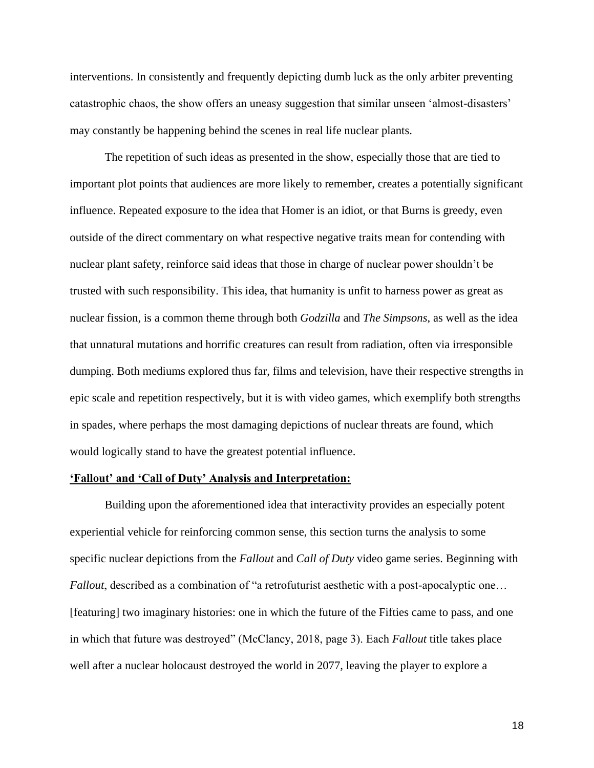interventions. In consistently and frequently depicting dumb luck as the only arbiter preventing catastrophic chaos, the show offers an uneasy suggestion that similar unseen 'almost-disasters' may constantly be happening behind the scenes in real life nuclear plants.

The repetition of such ideas as presented in the show, especially those that are tied to important plot points that audiences are more likely to remember, creates a potentially significant influence. Repeated exposure to the idea that Homer is an idiot, or that Burns is greedy, even outside of the direct commentary on what respective negative traits mean for contending with nuclear plant safety, reinforce said ideas that those in charge of nuclear power shouldn't be trusted with such responsibility. This idea, that humanity is unfit to harness power as great as nuclear fission, is a common theme through both *Godzilla* and *The Simpsons*, as well as the idea that unnatural mutations and horrific creatures can result from radiation, often via irresponsible dumping. Both mediums explored thus far, films and television, have their respective strengths in epic scale and repetition respectively, but it is with video games, which exemplify both strengths in spades, where perhaps the most damaging depictions of nuclear threats are found, which would logically stand to have the greatest potential influence.

**'Fallout' and 'Call of Duty' Analysis and Interpretation:**

Building upon the aforementioned idea that interactivity provides an especially potent experiential vehicle for reinforcing common sense, this section turns the analysis to some specific nuclear depictions from the *Fallout* and *Call of Duty* video game series. Beginning with *Fallout*, described as a combination of "a retrofuturist aesthetic with a post-apocalyptic one… [featuring] two imaginary histories: one in which the future of the Fifties came to pass, and one in which that future was destroyed" (McClancy, 2018, page 3). Each *Fallout* title takes place well after a nuclear holocaust destroyed the world in 2077, leaving the player to explore a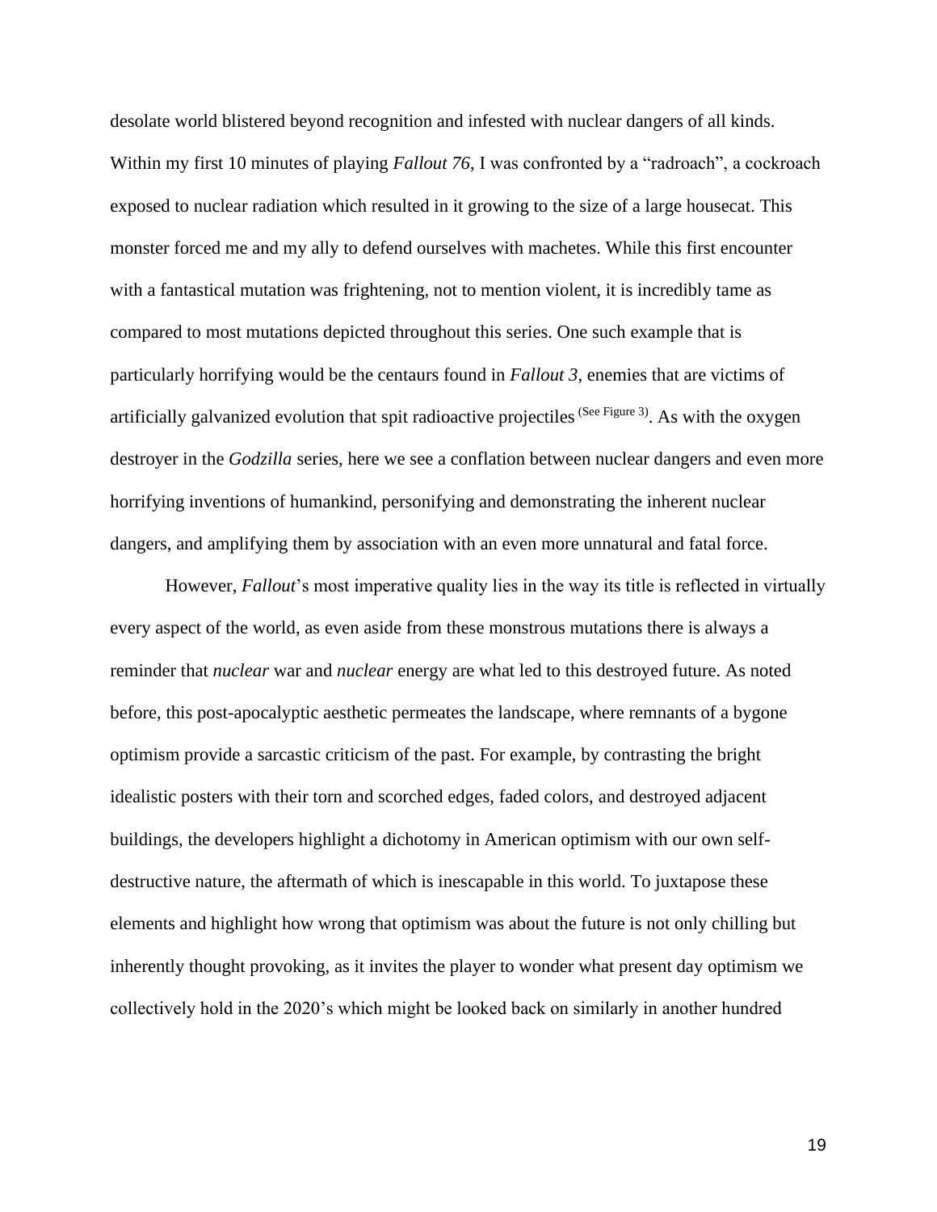desolate world blistered beyond recognition and infested with nuclear dangers of all kinds. Within my first 10 minutes of playing *Fallout 76*, I was confronted by a "radroach", a cockroach exposed to nuclear radiation which resulted in it growing to the size of a large housecat. This monster forced me and my ally to defend ourselves with machetes. While this first encounter with a fantastical mutation was frightening, not to mention violent, it is incredibly tame as compared to most mutations depicted throughout this series. One such example that is particularly horrifying would be the centaurs found in *Fallout 3*, enemies that are victims of artificially galvanized evolution that spit radioactive projectiles [See Figure 3]. As with the oxygen destroyer in the *Godzilla* series, here we see a conflation between nuclear dangers and even more horrifying inventions of humankind, personifying and demonstrating the inherent nuclear dangers, and amplifying them by association with an even more unnatural and fatal force.

However, *Fallout*'s most imperative quality lies in the way its title is reflected in virtually every aspect of the world, as even aside from these monstrous mutations there is always a reminder that *nuclear* war and *nuclear* energy are what led to this destroyed future. As noted before, this post-apocalyptic aesthetic permeates the landscape, where remnants of a bygone optimism provide a sarcastic criticism of the past. For example, by contrasting the bright idealistic posters with their torn and scorched edges, faded colors, and destroyed adjacent buildings, the developers highlight a dichotomy in American optimism with our own self-destructive nature, the aftermath of which is inescapable in this world. To juxtapose these elements and highlight how wrong that optimism was about the future is not only chilling but inherently thought provoking, as it invites the player to wonder what present day optimism we collectively hold in the 2020's which might be looked back on similarly in another hundred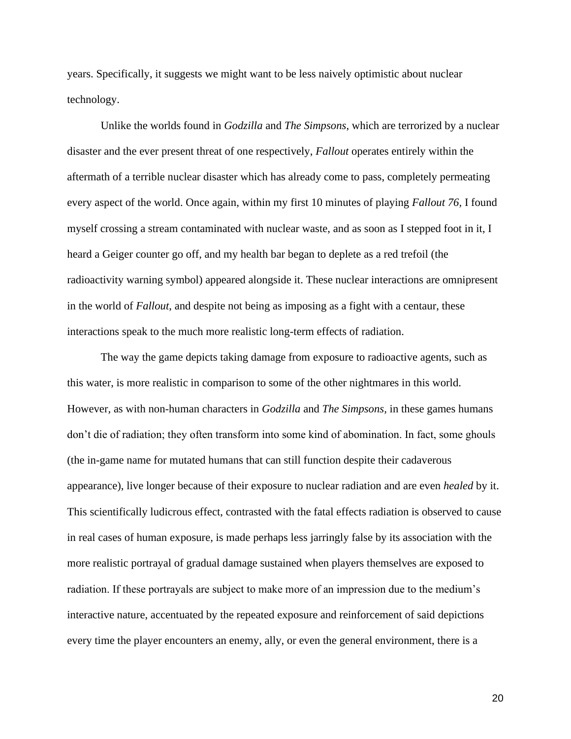years. Specifically, it suggests we might want to be less naively optimistic about nuclear technology.

Unlike the worlds found in *Godzilla* and *The Simpsons*, which are terrorized by a nuclear disaster and the ever present threat of one respectively, *Fallout* operates entirely within the aftermath of a terrible nuclear disaster which has already come to pass, completely permeating every aspect of the world. Once again, within my first 10 minutes of playing *Fallout 76,* I found myself crossing a stream contaminated with nuclear waste, and as soon as I stepped foot in it, I heard a Geiger counter go off, and my health bar began to deplete as a red trefoil (the radioactivity warning symbol) appeared alongside it. These nuclear interactions are omnipresent in the world of *Fallout*, and despite not being as imposing as a fight with a centaur, these interactions speak to the much more realistic long-term effects of radiation.

The way the game depicts taking damage from exposure to radioactive agents, such as this water, is more realistic in comparison to some of the other nightmares in this world. However, as with non-human characters in *Godzilla* and *The Simpsons,* in these games humans don't die of radiation; they often transform into some kind of abomination. In fact, some ghouls (the in-game name for mutated humans that can still function despite their cadaverous appearance), live longer because of their exposure to nuclear radiation and are even *healed* by it. This scientifically ludicrous effect, contrasted with the fatal effects radiation is observed to cause in real cases of human exposure, is made perhaps less jarringly false by its association with the more realistic portrayal of gradual damage sustained when players themselves are exposed to radiation. If these portrayals are subject to make more of an impression due to the medium's interactive nature, accentuated by the repeated exposure and reinforcement of said depictions every time the player encounters an enemy, ally, or even the general environment, there is a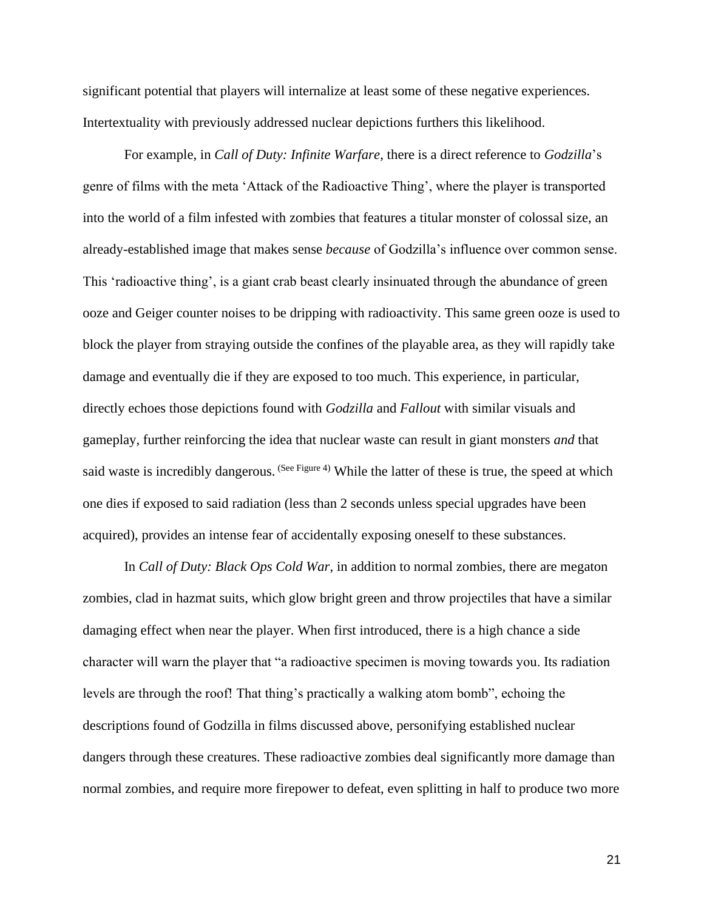significant potential that players will internalize at least some of these negative experiences. Intertextuality with previously addressed nuclear depictions furthers this likelihood.

For example, in *Call of Duty: Infinite Warfare*, there is a direct reference to *Godzilla*'s genre of films with the meta 'Attack of the Radioactive Thing', where the player is transported into the world of a film infested with zombies that features a titular monster of colossal size, an already-established image that makes sense *because* of Godzilla's influence over common sense. This 'radioactive thing', is a giant crab beast clearly insinuated through the abundance of green ooze and Geiger counter noises to be dripping with radioactivity. This same green ooze is used to block the player from straying outside the confines of the playable area, as they will rapidly take damage and eventually die if they are exposed to too much. This experience, in particular, directly echoes those depictions found with *Godzilla* and *Fallout* with similar visuals and gameplay, further reinforcing the idea that nuclear waste can result in giant monsters *and* that said waste is incredibly dangerous. (See Figure 4) While the latter of these is true, the speed at which one dies if exposed to said radiation (less than 2 seconds unless special upgrades have been acquired), provides an intense fear of accidentally exposing oneself to these substances.

In *Call of Duty: Black Ops Cold War*, in addition to normal zombies, there are megaton zombies, clad in hazmat suits, which glow bright green and throw projectiles that have a similar damaging effect when near the player. When first introduced, there is a high chance a side character will warn the player that "a radioactive specimen is moving towards you. Its radiation levels are through the roof! That thing's practically a walking atom bomb", echoing the descriptions found of Godzilla in films discussed above, personifying established nuclear dangers through these creatures. These radioactive zombies deal significantly more damage than normal zombies, and require more firepower to defeat, even splitting in half to produce two more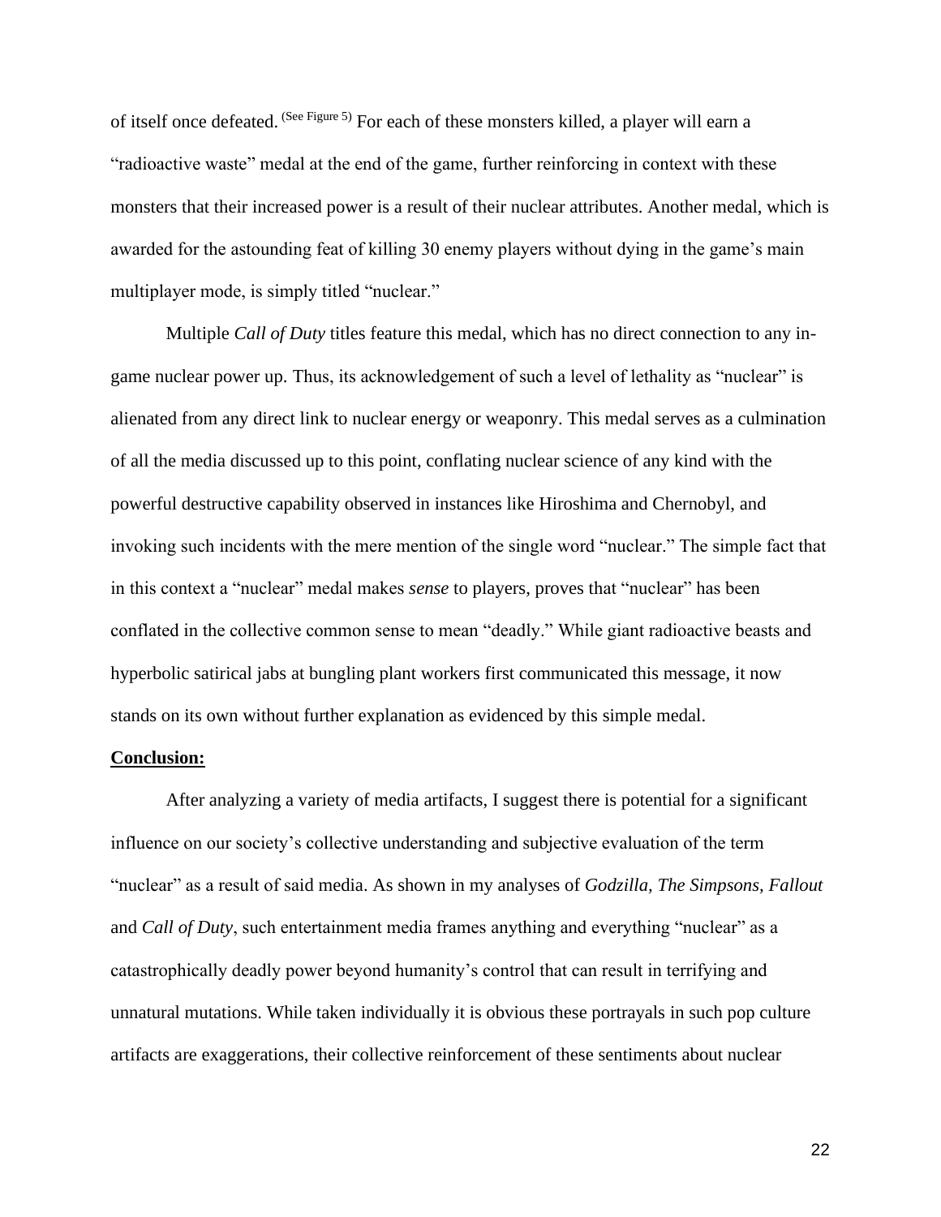of itself once defeated. (See Figure 5) For each of these monsters killed, a player will earn a "radioactive waste" medal at the end of the game, further reinforcing in context with these monsters that their increased power is a result of their nuclear attributes. Another medal, which is awarded for the astounding feat of killing 30 enemy players without dying in the game's main multiplayer mode, is simply titled "nuclear."

Multiple *Call of Duty* titles feature this medal, which has no direct connection to any in-game nuclear power up. Thus, its acknowledgement of such a level of lethality as "nuclear" is alienated from any direct link to nuclear energy or weaponry. This medal serves as a culmination of all the media discussed up to this point, conflating nuclear science of any kind with the powerful destructive capability observed in instances like Hiroshima and Chernobyl, and invoking such incidents with the mere mention of the single word "nuclear." The simple fact that in this context a "nuclear" medal makes *sense* to players, proves that "nuclear" has been conflated in the collective common sense to mean "deadly." While giant radioactive beasts and hyperbolic satirical jabs at bungling plant workers first communicated this message, it now stands on its own without further explanation as evidenced by this simple medal.

**Conclusion:**

After analyzing a variety of media artifacts, I suggest there is potential for a significant influence on our society's collective understanding and subjective evaluation of the term "nuclear" as a result of said media. As shown in my analyses of *Godzilla, The Simpsons, Fallout* and *Call of Duty*, such entertainment media frames anything and everything "nuclear" as a catastrophically deadly power beyond humanity's control that can result in terrifying and unnatural mutations. While taken individually it is obvious these portrayals in such pop culture artifacts are exaggerations, their collective reinforcement of these sentiments about nuclear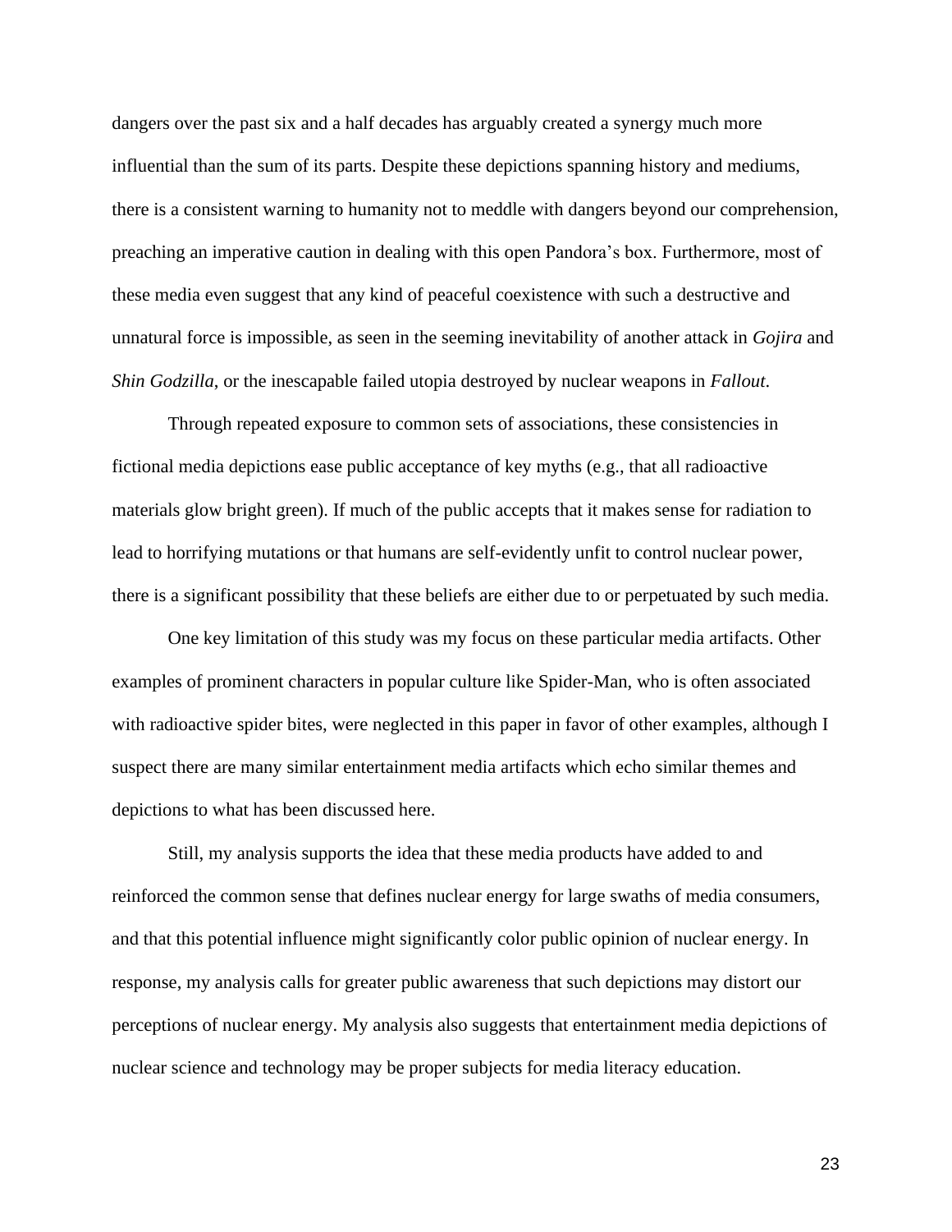dangers over the past six and a half decades has arguably created a synergy much more influential than the sum of its parts. Despite these depictions spanning history and mediums, there is a consistent warning to humanity not to meddle with dangers beyond our comprehension, preaching an imperative caution in dealing with this open Pandora's box. Furthermore, most of these media even suggest that any kind of peaceful coexistence with such a destructive and unnatural force is impossible, as seen in the seeming inevitability of another attack in *Gojira* and *Shin Godzilla*, or the inescapable failed utopia destroyed by nuclear weapons in *Fallout*.

Through repeated exposure to common sets of associations, these consistencies in fictional media depictions ease public acceptance of key myths (e.g., that all radioactive materials glow bright green). If much of the public accepts that it makes sense for radiation to lead to horrifying mutations or that humans are self-evidently unfit to control nuclear power, there is a significant possibility that these beliefs are either due to or perpetuated by such media.

One key limitation of this study was my focus on these particular media artifacts. Other examples of prominent characters in popular culture like Spider-Man, who is often associated with radioactive spider bites, were neglected in this paper in favor of other examples, although I suspect there are many similar entertainment media artifacts which echo similar themes and depictions to what has been discussed here.

Still, my analysis supports the idea that these media products have added to and reinforced the common sense that defines nuclear energy for large swaths of media consumers, and that this potential influence might significantly color public opinion of nuclear energy. In response, my analysis calls for greater public awareness that such depictions may distort our perceptions of nuclear energy. My analysis also suggests that entertainment media depictions of nuclear science and technology may be proper subjects for media literacy education.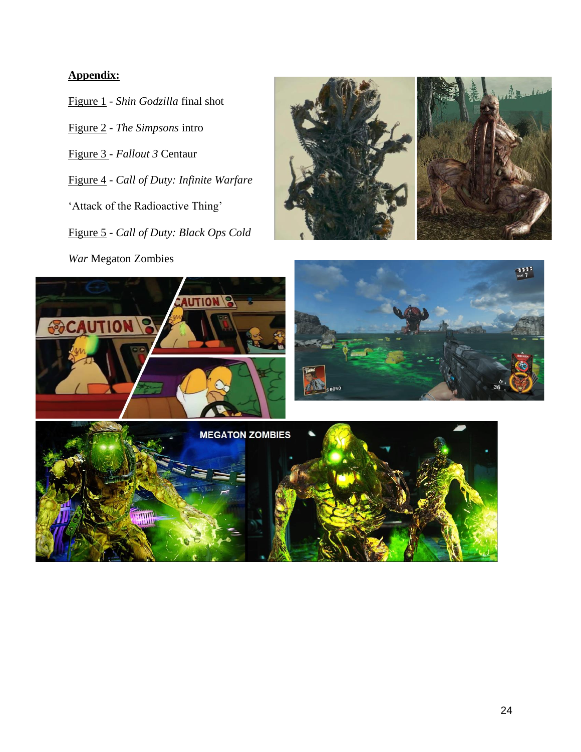**Appendix:**

Figure 1 - *Shin Godzilla* final shot

Figure 2 - *The Simpsons* intro

Figure 3 - *Fallout 3* Centaur

Figure 4 - *Call of Duty: Infinite Warfare* 'Attack of the Radioactive Thing'

Figure 5 - *Call of Duty: Black Ops Cold War* Megaton Zombies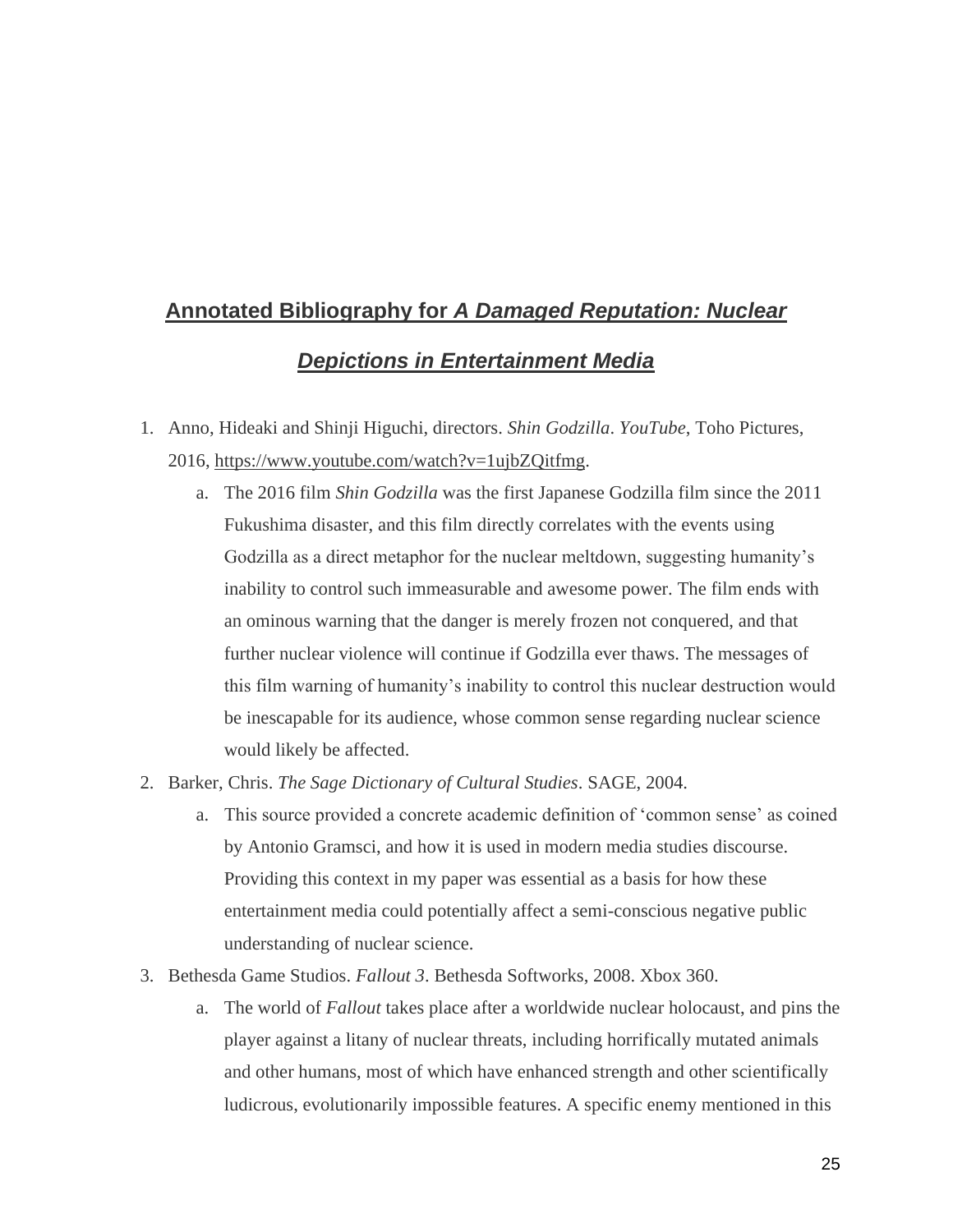## **Annotated Bibliography for *A Damaged Reputation: Nuclear Depictions in Entertainment Media***

1. Anno, Hideaki and Shinji Higuchi, directors. *Shin Godzilla*. *YouTube*, Toho Pictures, 2016, https://www.youtube.com/watch?v=1ujbZQitfmg.
   a. The 2016 film *Shin Godzilla* was the first Japanese Godzilla film since the 2011 Fukushima disaster, and this film directly correlates with the events using Godzilla as a direct metaphor for the nuclear meltdown, suggesting humanity's inability to control such immeasurable and awesome power. The film ends with an ominous warning that the danger is merely frozen not conquered, and that further nuclear violence will continue if Godzilla ever thaws. The messages of this film warning of humanity's inability to control this nuclear destruction would be inescapable for its audience, whose common sense regarding nuclear science would likely be affected.
2. Barker, Chris. *The Sage Dictionary of Cultural Studies*. SAGE, 2004.
   a. This source provided a concrete academic definition of 'common sense' as coined by Antonio Gramsci, and how it is used in modern media studies discourse. Providing this context in my paper was essential as a basis for how these entertainment media could potentially affect a semi-conscious negative public understanding of nuclear science.
3. Bethesda Game Studios. *Fallout 3*. Bethesda Softworks, 2008. Xbox 360.
   a. The world of *Fallout* takes place after a worldwide nuclear holocaust, and pins the player against a litany of nuclear threats, including horrifically mutated animals and other humans, most of which have enhanced strength and other scientifically ludicrous, evolutionarily impossible features. A specific enemy mentioned in this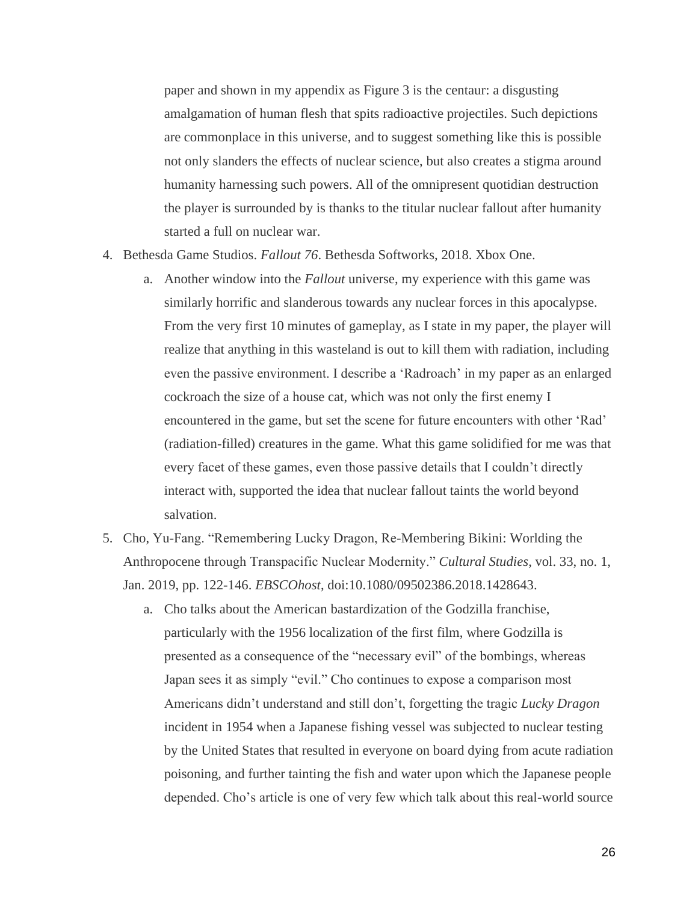paper and shown in my appendix as Figure 3 is the centaur: a disgusting amalgamation of human flesh that spits radioactive projectiles. Such depictions are commonplace in this universe, and to suggest something like this is possible not only slanders the effects of nuclear science, but also creates a stigma around humanity harnessing such powers. All of the omnipresent quotidian destruction the player is surrounded by is thanks to the titular nuclear fallout after humanity started a full on nuclear war.

4. Bethesda Game Studios. *Fallout 76*. Bethesda Softworks, 2018. Xbox One.
    a. Another window into the *Fallout* universe, my experience with this game was similarly horrific and slanderous towards any nuclear forces in this apocalypse. From the very first 10 minutes of gameplay, as I state in my paper, the player will realize that anything in this wasteland is out to kill them with radiation, including even the passive environment. I describe a 'Radroach' in my paper as an enlarged cockroach the size of a house cat, which was not only the first enemy I encountered in the game, but set the scene for future encounters with other 'Rad' (radiation-filled) creatures in the game. What this game solidified for me was that every facet of these games, even those passive details that I couldn't directly interact with, supported the idea that nuclear fallout taints the world beyond salvation.
5. Cho, Yu-Fang. "Remembering Lucky Dragon, Re-Membering Bikini: Worlding the Anthropocene through Transpacific Nuclear Modernity." *Cultural Studies*, vol. 33, no. 1, Jan. 2019, pp. 122-146. *EBSCOhost*, doi:10.1080/09502386.2018.1428643.
    a. Cho talks about the American bastardization of the Godzilla franchise, particularly with the 1956 localization of the first film, where Godzilla is presented as a consequence of the "necessary evil" of the bombings, whereas Japan sees it as simply "evil." Cho continues to expose a comparison most Americans didn't understand and still don't, forgetting the tragic *Lucky Dragon* incident in 1954 when a Japanese fishing vessel was subjected to nuclear testing by the United States that resulted in everyone on board dying from acute radiation poisoning, and further tainting the fish and water upon which the Japanese people depended. Cho's article is one of very few which talk about this real-world source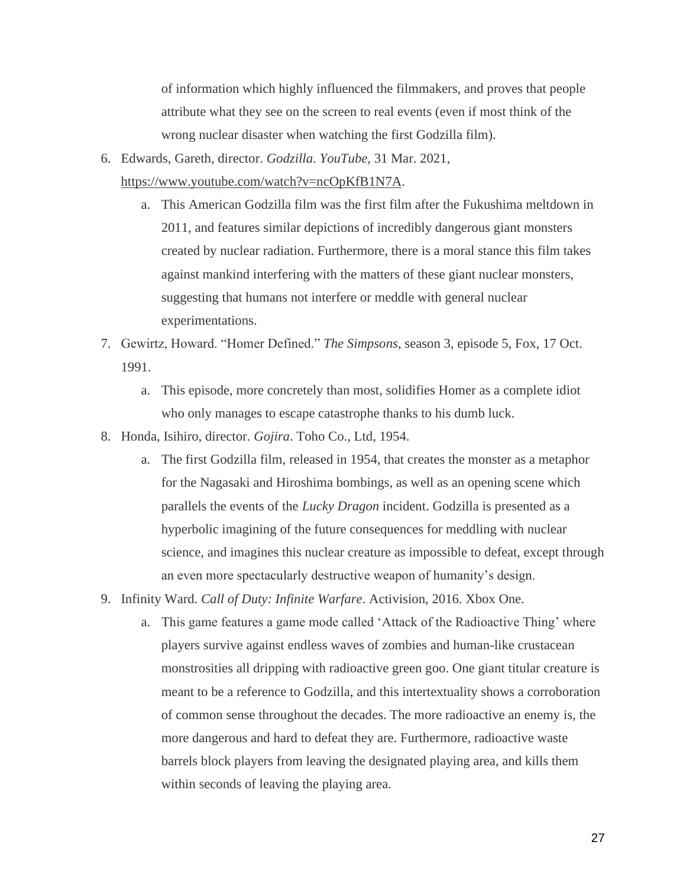of information which highly influenced the filmmakers, and proves that people attribute what they see on the screen to real events (even if most think of the wrong nuclear disaster when watching the first Godzilla film).

6. Edwards, Gareth, director. *Godzilla*. *YouTube*, 31 Mar. 2021, https://www.youtube.com/watch?v=ncOpKfB1N7A.
    a. This American Godzilla film was the first film after the Fukushima meltdown in 2011, and features similar depictions of incredibly dangerous giant monsters created by nuclear radiation. Furthermore, there is a moral stance this film takes against mankind interfering with the matters of these giant nuclear monsters, suggesting that humans not interfere or meddle with general nuclear experimentations.
7. Gewirtz, Howard. "Homer Defined." *The Simpsons*, season 3, episode 5, Fox, 17 Oct. 1991.
    a. This episode, more concretely than most, solidifies Homer as a complete idiot who only manages to escape catastrophe thanks to his dumb luck.
8. Honda, Isihiro, director. *Gojira*. Toho Co., Ltd, 1954.
    a. The first Godzilla film, released in 1954, that creates the monster as a metaphor for the Nagasaki and Hiroshima bombings, as well as an opening scene which parallels the events of the *Lucky Dragon* incident. Godzilla is presented as a hyperbolic imagining of the future consequences for meddling with nuclear science, and imagines this nuclear creature as impossible to defeat, except through an even more spectacularly destructive weapon of humanity's design.
9. Infinity Ward. *Call of Duty: Infinite Warfare*. Activision, 2016. Xbox One.
    a. This game features a game mode called 'Attack of the Radioactive Thing' where players survive against endless waves of zombies and human-like crustacean monstrosities all dripping with radioactive green goo. One giant titular creature is meant to be a reference to Godzilla, and this intertextuality shows a corroboration of common sense throughout the decades. The more radioactive an enemy is, the more dangerous and hard to defeat they are. Furthermore, radioactive waste barrels block players from leaving the designated playing area, and kills them within seconds of leaving the playing area.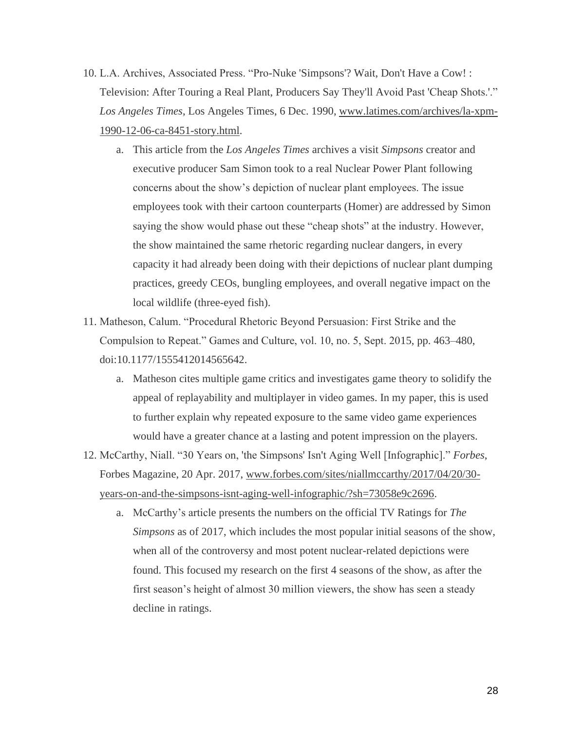10. L.A. Archives, Associated Press. "Pro-Nuke 'Simpsons'? Wait, Don't Have a Cow! : Television: After Touring a Real Plant, Producers Say They'll Avoid Past 'Cheap Shots.'." *Los Angeles Times*, Los Angeles Times, 6 Dec. 1990, www.latimes.com/archives/la-xpm-1990-12-06-ca-8451-story.html.
    a. This article from the *Los Angeles Times* archives a visit *Simpsons* creator and executive producer Sam Simon took to a real Nuclear Power Plant following concerns about the show's depiction of nuclear plant employees. The issue employees took with their cartoon counterparts (Homer) are addressed by Simon saying the show would phase out these "cheap shots" at the industry. However, the show maintained the same rhetoric regarding nuclear dangers, in every capacity it had already been doing with their depictions of nuclear plant dumping practices, greedy CEOs, bungling employees, and overall negative impact on the local wildlife (three-eyed fish).
11. Matheson, Calum. "Procedural Rhetoric Beyond Persuasion: First Strike and the Compulsion to Repeat." Games and Culture, vol. 10, no. 5, Sept. 2015, pp. 463–480, doi:10.1177/1555412014565642.
    a. Matheson cites multiple game critics and investigates game theory to solidify the appeal of replayability and multiplayer in video games. In my paper, this is used to further explain why repeated exposure to the same video game experiences would have a greater chance at a lasting and potent impression on the players.
12. McCarthy, Niall. "30 Years on, 'the Simpsons' Isn't Aging Well [Infographic]." *Forbes*, Forbes Magazine, 20 Apr. 2017, www.forbes.com/sites/niallmccarthy/2017/04/20/30-years-on-and-the-simpsons-isnt-aging-well-infographic/?sh=73058e9c2696.
    a. McCarthy's article presents the numbers on the official TV Ratings for *The Simpsons* as of 2017, which includes the most popular initial seasons of the show, when all of the controversy and most potent nuclear-related depictions were found. This focused my research on the first 4 seasons of the show, as after the first season's height of almost 30 million viewers, the show has seen a steady decline in ratings.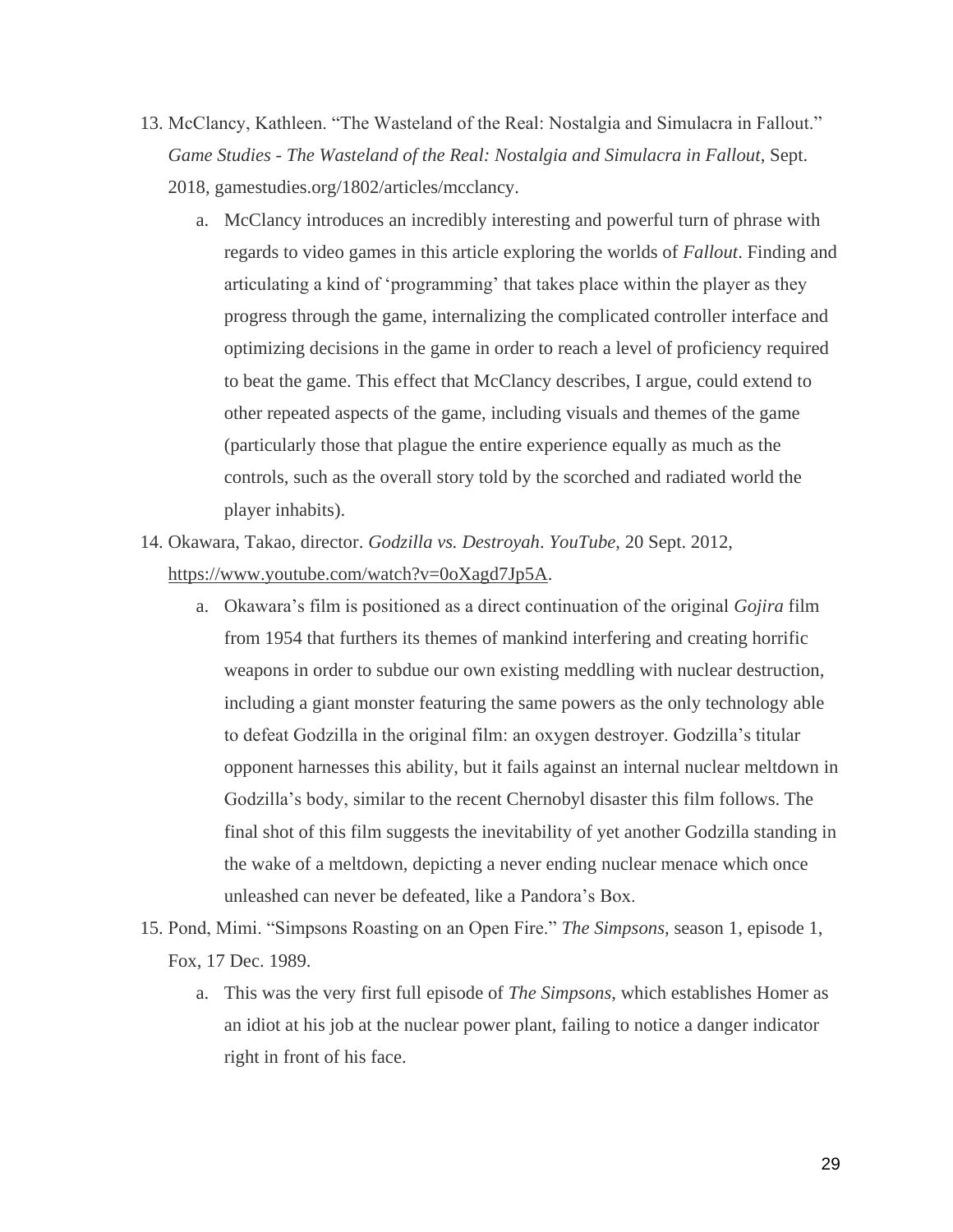13. McClancy, Kathleen. "The Wasteland of the Real: Nostalgia and Simulacra in Fallout." *Game Studies - The Wasteland of the Real: Nostalgia and Simulacra in Fallout*, Sept. 2018, gamestudies.org/1802/articles/mcclancy.
    a. McClancy introduces an incredibly interesting and powerful turn of phrase with regards to video games in this article exploring the worlds of *Fallout*. Finding and articulating a kind of 'programming' that takes place within the player as they progress through the game, internalizing the complicated controller interface and optimizing decisions in the game in order to reach a level of proficiency required to beat the game. This effect that McClancy describes, I argue, could extend to other repeated aspects of the game, including visuals and themes of the game (particularly those that plague the entire experience equally as much as the controls, such as the overall story told by the scorched and radiated world the player inhabits).
14. Okawara, Takao, director. *Godzilla vs. Destroyah*. *YouTube*, 20 Sept. 2012, [https://www.youtube.com/watch?v=0oXagd7Jp5A](https://www.youtube.com/watch?v=0oXagd7Jp5A).
    a. Okawara's film is positioned as a direct continuation of the original *Gojira* film from 1954 that furthers its themes of mankind interfering and creating horrific weapons in order to subdue our own existing meddling with nuclear destruction, including a giant monster featuring the same powers as the only technology able to defeat Godzilla in the original film: an oxygen destroyer. Godzilla's titular opponent harnesses this ability, but it fails against an internal nuclear meltdown in Godzilla's body, similar to the recent Chernobyl disaster this film follows. The final shot of this film suggests the inevitability of yet another Godzilla standing in the wake of a meltdown, depicting a never ending nuclear menace which once unleashed can never be defeated, like a Pandora's Box.
15. Pond, Mimi. "Simpsons Roasting on an Open Fire." *The Simpsons*, season 1, episode 1, Fox, 17 Dec. 1989.
    a. This was the very first full episode of *The Simpsons*, which establishes Homer as an idiot at his job at the nuclear power plant, failing to notice a danger indicator right in front of his face.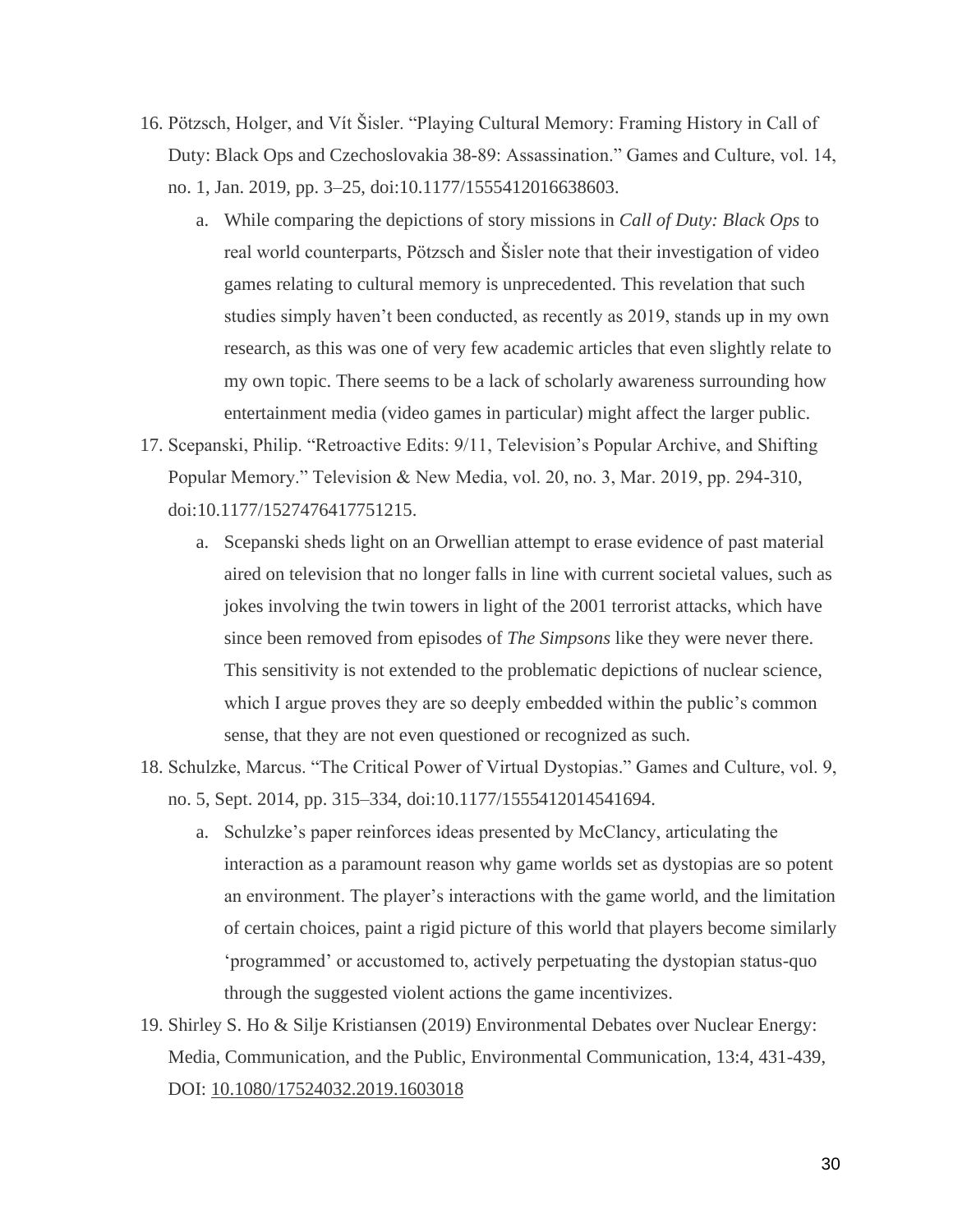16. Pötzsch, Holger, and Vít Šisler. "Playing Cultural Memory: Framing History in Call of Duty: Black Ops and Czechoslovakia 38-89: Assassination." Games and Culture, vol. 14, no. 1, Jan. 2019, pp. 3–25, doi:10.1177/1555412016638603.
    a. While comparing the depictions of story missions in *Call of Duty: Black Ops* to real world counterparts, Pötzsch and Šisler note that their investigation of video games relating to cultural memory is unprecedented. This revelation that such studies simply haven't been conducted, as recently as 2019, stands up in my own research, as this was one of very few academic articles that even slightly relate to my own topic. There seems to be a lack of scholarly awareness surrounding how entertainment media (video games in particular) might affect the larger public.
17. Scepanski, Philip. "Retroactive Edits: 9/11, Television's Popular Archive, and Shifting Popular Memory." Television & New Media, vol. 20, no. 3, Mar. 2019, pp. 294-310, doi:10.1177/1527476417751215.
    a. Scepanski sheds light on an Orwellian attempt to erase evidence of past material aired on television that no longer falls in line with current societal values, such as jokes involving the twin towers in light of the 2001 terrorist attacks, which have since been removed from episodes of *The Simpsons* like they were never there. This sensitivity is not extended to the problematic depictions of nuclear science, which I argue proves they are so deeply embedded within the public's common sense, that they are not even questioned or recognized as such.
18. Schulzke, Marcus. "The Critical Power of Virtual Dystopias." Games and Culture, vol. 9, no. 5, Sept. 2014, pp. 315–334, doi:10.1177/1555412014541694.
    a. Schulzke's paper reinforces ideas presented by McClancy, articulating the interaction as a paramount reason why game worlds set as dystopias are so potent an environment. The player's interactions with the game world, and the limitation of certain choices, paint a rigid picture of this world that players become similarly 'programmed' or accustomed to, actively perpetuating the dystopian status-quo through the suggested violent actions the game incentivizes.
19. Shirley S. Ho & Silje Kristiansen (2019) Environmental Debates over Nuclear Energy: Media, Communication, and the Public, Environmental Communication, 13:4, 431-439, DOI: 10.1080/17524032.2019.1603018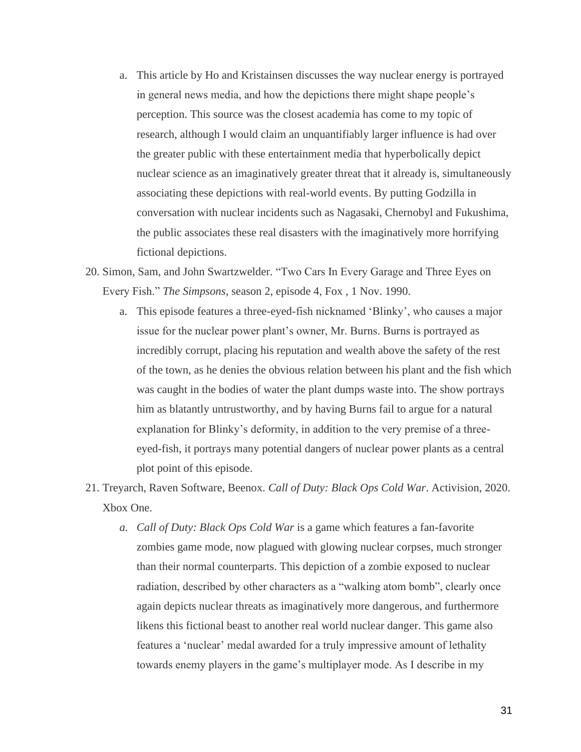a. This article by Ho and Kristainsen discusses the way nuclear energy is portrayed in general news media, and how the depictions there might shape people's perception. This source was the closest academia has come to my topic of research, although I would claim an unquantifiably larger influence is had over the greater public with these entertainment media that hyperbolically depict nuclear science as an imaginatively greater threat that it already is, simultaneously associating these depictions with real-world events. By putting Godzilla in conversation with nuclear incidents such as Nagasaki, Chernobyl and Fukushima, the public associates these real disasters with the imaginatively more horrifying fictional depictions.

20. Simon, Sam, and John Swartzwelder. "Two Cars In Every Garage and Three Eyes on Every Fish." *The Simpsons*, season 2, episode 4, Fox , 1 Nov. 1990.
   a. This episode features a three-eyed-fish nicknamed 'Blinky', who causes a major issue for the nuclear power plant's owner, Mr. Burns. Burns is portrayed as incredibly corrupt, placing his reputation and wealth above the safety of the rest of the town, as he denies the obvious relation between his plant and the fish which was caught in the bodies of water the plant dumps waste into. The show portrays him as blatantly untrustworthy, and by having Burns fail to argue for a natural explanation for Blinky's deformity, in addition to the very premise of a three-eyed-fish, it portrays many potential dangers of nuclear power plants as a central plot point of this episode.

21. Treyarch, Raven Software, Beenox. *Call of Duty: Black Ops Cold War*. Activision, 2020. Xbox One.
   a. *Call of Duty: Black Ops Cold War* is a game which features a fan-favorite zombies game mode, now plagued with glowing nuclear corpses, much stronger than their normal counterparts. This depiction of a zombie exposed to nuclear radiation, described by other characters as a "walking atom bomb", clearly once again depicts nuclear threats as imaginatively more dangerous, and furthermore likens this fictional beast to another real world nuclear danger. This game also features a 'nuclear' medal awarded for a truly impressive amount of lethality towards enemy players in the game's multiplayer mode. As I describe in my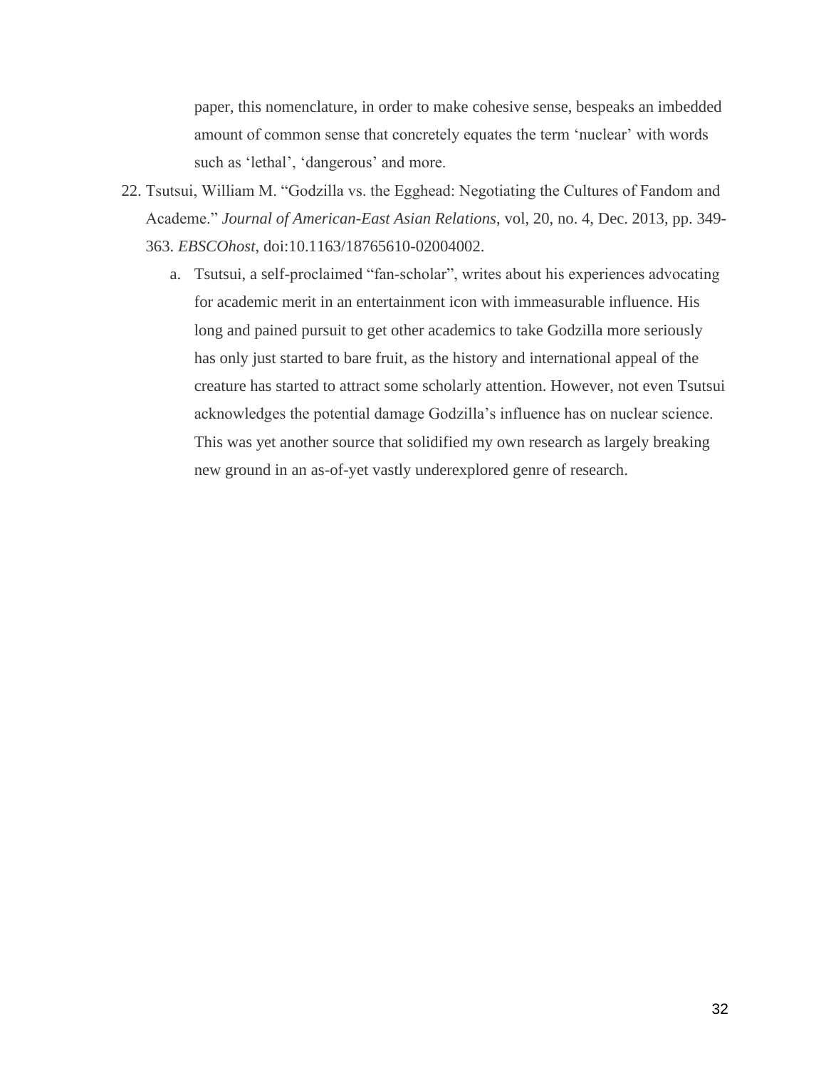paper, this nomenclature, in order to make cohesive sense, bespeaks an imbedded amount of common sense that concretely equates the term ‘nuclear’ with words such as ‘lethal’, ‘dangerous’ and more.

22. Tsutsui, William M. “Godzilla vs. the Egghead: Negotiating the Cultures of Fandom and Academe.” *Journal of American-East Asian Relations*, vol, 20, no. 4, Dec. 2013, pp. 349-363. *EBSCOhost*, doi:10.1163/18765610-02004002.
    a. Tsutsui, a self-proclaimed “fan-scholar”, writes about his experiences advocating for academic merit in an entertainment icon with immeasurable influence. His long and pained pursuit to get other academics to take Godzilla more seriously has only just started to bare fruit, as the history and international appeal of the creature has started to attract some scholarly attention. However, not even Tsutsui acknowledges the potential damage Godzilla’s influence has on nuclear science. This was yet another source that solidified my own research as largely breaking new ground in an as-of-yet vastly underexplored genre of research.